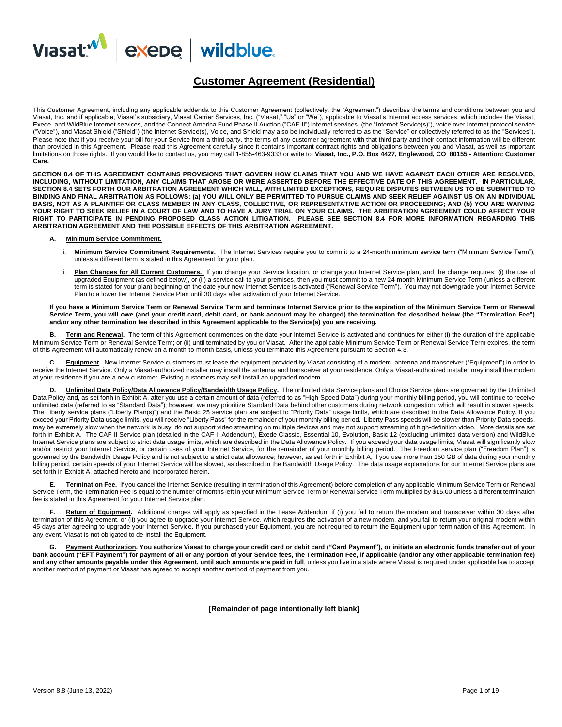# Customer Agreement (Residential)

This Customer Agreement, including any applicable addenda to this Customer Agreement (collectively, the "Agreement") describes the terms and conditions between you and Viasat, Inc. and if applicable, Viasat's subsidiary, Viasat Carrier Services, Inc. ("Viasat," "Us" or "We"), applicable to Viasat's Internet access services, which includes the Viasat, Exede, and WildBlue Internet services, and the Connect America Fund Phase II Auction ("CAF-II") internet services, (the "Internet Service(s)"), voice over Internet protocol service ("Voice"), and Viasat Shield ("Shield") (the Internet Service(s), Voice, and Shield may also be individually referred to as the "Service" or collectively referred to as the "Services"). Please note that if you receive your bill for your Service from a third party, the terms of any customer agreement with that third party and their contact information will be different than provided in this Agreement. Please read this Agreement carefully since it contains important contract rights and obligations between you and Viasat, as well as important limitations on those rights. If you would like to contact us, you may call 1-855-463-9333 or write to: **Viasat, Inc., P.O. Box 4427, Englewood, CO 80155 - Attention: Customer Care.**

**SECTION 8.4 OF THIS AGREEMENT CONTAINS PROVISIONS THAT GOVERN HOW CLAIMS THAT YOU AND WE HAVE AGAINST EACH OTHER ARE RESOLVED, INCLUDING, WITHOUT LIMITATION, ANY CLAIMS THAT AROSE OR WERE ASSERTED BEFORE THE EFFECTIVE DATE OF THIS AGREEMENT. IN PARTICULAR, SECTION 8.4 SETS FORTH OUR ARBITRATION AGREEMENT WHICH WILL, WITH LIMITED EXCEPTIONS, REQUIRE DISPUTES BETWEEN US TO BE SUBMITTED TO BINDING AND FINAL ARBITRATION AS FOLLOWS: (a) YOU WILL ONLY BE PERMITTED TO PURSUE CLAIMS AND SEEK RELIEF AGAINST US ON AN INDIVIDUAL BASIS, NOT AS A PLAINTIFF OR CLASS MEMBER IN ANY CLASS, COLLECTIVE, OR REPRESENTATIVE ACTION OR PROCEEDING; AND (b) YOU ARE WAIVING YOUR RIGHT TO SEEK RELIEF IN A COURT OF LAW AND TO HAVE A JURY TRIAL ON YOUR CLAIMS. THE ARBITRATION AGREEMENT COULD AFFECT YOUR RIGHT TO PARTICIPATE IN PENDING PROPOSED CLASS ACTION LITIGATION. PLEASE SEE SECTION 8.4 FOR MORE INFORMATION REGARDING THIS ARBITRATION AGREEMENT AND THE POSSIBLE EFFECTS OF THIS ARBITRATION AGREEMENT.**

**A. Minimum Service Commitment.**

i. **Minimum Service Commitment Requirements.** The Internet Services require you to commit to a 24-month minimum service term ("Minimum Service Term"), unless a different term is stated in this Agreement for your plan.

ii. **Plan Changes for All Current Customers.** If you change your Service location, or change your Internet Service plan, and the change requires: (i) the use of upgraded Equipment (as defined below), or (ii) a service call to your premises, then you must commit to a new 24-month Minimum Service Term (unless a different term is stated for your plan) beginning on the date your new Internet Service is activated ("Renewal Service Term"). You may not downgrade your Internet Service Plan to a lower tier Internet Service Plan until 30 days after activation of your Internet Service.

**If you have a Minimum Service Term or Renewal Service Term and terminate Internet Service prior to the expiration of the Minimum Service Term or Renewal Service Term, you will owe (and your credit card, debit card, or bank account may be charged) the termination fee described below (the "Termination Fee") and/or any other termination fee described in this Agreement applicable to the Service(s) you are receiving.**

**B. Term and Renewal.** The term of this Agreement commences on the date your Internet Service is activated and continues for either (i) the duration of the applicable Minimum Service Term or Renewal Service Term; or (ii) until terminated by you or Viasat. After the applicable Minimum Service Term or Renewal Service Term expires, the term of this Agreement will automatically renew on a month-to-month basis, unless you terminate this Agreement pursuant to Section 4.3.

**C. Equipment.** New Internet Service customers must lease the equipment provided by Viasat consisting of a modem, antenna and transceiver ("Equipment") in order to receive the Internet Service. Only a Viasat-authorized installer may install the antenna and transceiver at your residence. Only a Viasat-authorized installer may install the modem at your residence if you are a new customer. Existing customers may self-install an upgraded modem.

**D. Unlimited Data Policy/Data Allowance Policy/Bandwidth Usage Policy.** The unlimited data Service plans and Choice Service plans are governed by the Unlimited Data Policy and, as set forth in Exhibit A, after you use a certain amount of data (referred to as "High-Speed Data") during your monthly billing period, you will continue to receive unlimited data (referred to as "Standard Data"); however, we may prioritize Standard Data behind other customers during network congestion, which will result in slower speeds. The Liberty service plans ("Liberty Plan(s)") and the Basic 25 service plan are subject to "Priority Data" usage limits, which are described in the Data Allowance Policy. If you exceed your Priority Data usage limits, you will receive "Liberty Pass" for the remainder of your monthly billing period. Liberty Pass speeds will be slower than Priority Data speeds, may be extremely slow when the network is busy, do not support video streaming on multiple devices and may not support streaming of high-definition video. More details are set forth in Exhibit A. The CAF-II Service plan (detailed in the CAF-II Addendum), Exede Classic, Essential 10, Evolution, Basic 12 (excluding unlimited data version) and WildBlue Internet Service plans are subject to strict data usage limits, which are described in the Data Allowance Policy. If you exceed your data usage limits, Viasat will significantly slow and/or restrict your Internet Service, or certain uses of your Internet Service, for the remainder of your monthly billing period. The Freedom service plan ("Freedom Plan") is governed by the Bandwidth Usage Policy and is not subject to a strict data allowance; however, as set forth in Exhibit A, if you use more than 150 GB of data during your monthly billing period, certain speeds of your Internet Service will be slowed, as described in the Bandwidth Usage Policy. The data usage explanations for our Internet Service plans are set forth in Exhibit A, attached hereto and incorporated herein.

**E. Termination Fee.** If you cancel the Internet Service (resulting in termination of this Agreement) before completion of any applicable Minimum Service Term or Renewal Service Term, the Termination Fee is equal to the number of months left in your Minimum Service Term or Renewal Service Term multiplied by $15.00 unless a different termination fee is stated in this Agreement for your Internet Service plan.

**F. Return of Equipment.** Additional charges will apply as specified in the Lease Addendum if (i) you fail to return the modem and transceiver within 30 days after termination of this Agreement, or (ii) you agree to upgrade your Internet Service, which requires the activation of a new modem, and you fail to return your original modem within 45 days after agreeing to upgrade your Internet Service. If you purchased your Equipment, you are not required to return the Equipment upon termination of this Agreement. In any event, Viasat is not obligated to de-install the Equipment.

**G. Payment Authorization. You authorize Viasat to charge your credit card or debit card ("Card Payment"), or initiate an electronic funds transfer out of your bank account ("EFT Payment") for payment of all or any portion of your Service fees, the Termination Fee, if applicable (and/or any other applicable termination fee) and any other amounts payable under this Agreement, until such amounts are paid in full**, unless you live in a state where Viasat is required under applicable law to accept another method of payment or Viasat has agreed to accept another method of payment from you.

**[Remainder of page intentionally left blank]**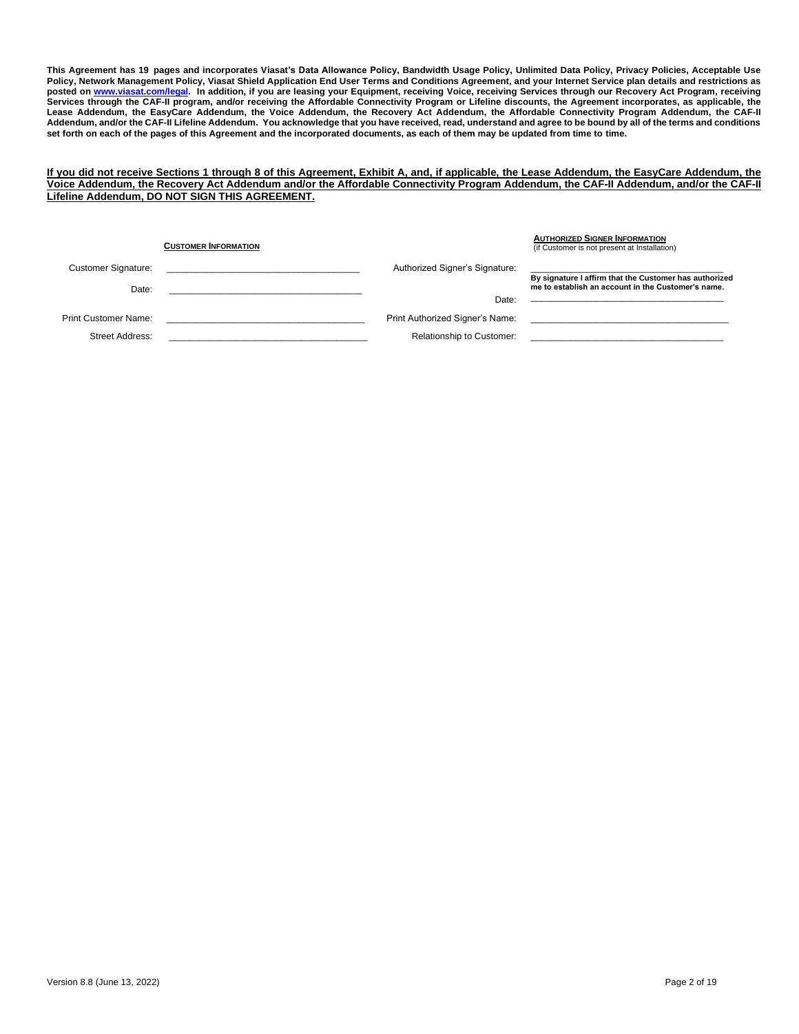**This Agreement has 19 pages and incorporates Viasat's Data Allowance Policy, Bandwidth Usage Policy, Unlimited Data Policy, Privacy Policies, Acceptable Use Policy, Network Management Policy, Viasat Shield Application End User Terms and Conditions Agreement, and your Internet Service plan details and restrictions as posted on [www.viasat.com/legal](http://www.viasat.com/legal). In addition, if you are leasing your Equipment, receiving Voice, receiving Services through our Recovery Act Program, receiving Services through the CAF-II program, and/or receiving the Affordable Connectivity Program or Lifeline discounts, the Agreement incorporates, as applicable, the Lease Addendum, the EasyCare Addendum, the Voice Addendum, the Recovery Act Addendum, the Affordable Connectivity Program Addendum, the CAF-II Addendum, and/or the CAF-II Lifeline Addendum. You acknowledge that you have received, read, understand and agree to be bound by all of the terms and conditions set forth on each of the pages of this Agreement and the incorporated documents, as each of them may be updated from time to time.**

**<u>If you did not receive Sections 1 through 8 of this Agreement, Exhibit A, and, if applicable, the Lease Addendum, the EasyCare Addendum, the Voice Addendum, the Recovery Act Addendum and/or the Affordable Connectivity Program Addendum, the CAF-II Addendum, and/or the CAF-II Lifeline Addendum, DO NOT SIGN THIS AGREEMENT.</u>**

| | **CUSTOMER INFORMATION** | | **AUTHORIZED SIGNER INFORMATION** (if Customer is not present at Installation) |
|---|---|---|---|
| Customer Signature: | ______________________________ | Authorized Signer's Signature: | ______________________________ **By signature I affirm that the Customer has authorized me to establish an account in the Customer's name.** |
| Date: | ______________________________ | Date: | ______________________________ |
| Print Customer Name: | ______________________________ | Print Authorized Signer's Name: | ______________________________ |
| Street Address: | ______________________________ | Relationship to Customer: | ______________________________ |

Version 8.8 (June 13, 2022)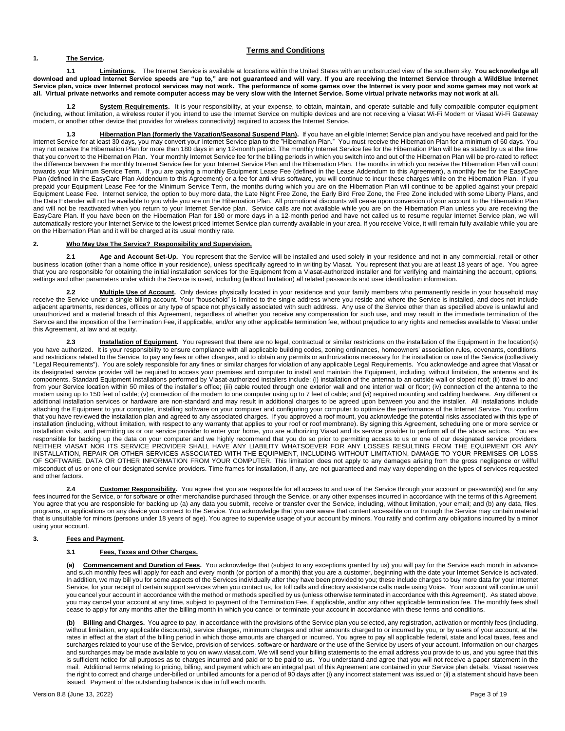# Terms and Conditions

## 1. The Service.

**1.1 Limitations.** The Internet Service is available at locations within the United States with an unobstructed view of the southern sky. **You acknowledge all download and upload Internet Service speeds are "up to," are not guaranteed and will vary. If you are receiving the Internet Service through a WildBlue Internet Service plan, voice over Internet protocol services may not work. The performance of some games over the Internet is very poor and some games may not work at all. Virtual private networks and remote computer access may be very slow with the Internet Service. Some virtual private networks may not work at all.**

**1.2 System Requirements.** It is your responsibility, at your expense, to obtain, maintain, and operate suitable and fully compatible computer equipment (including, without limitation, a wireless router if you intend to use the Internet Service on multiple devices and are not receiving a Viasat Wi-Fi Modem or Viasat Wi-Fi Gateway modem, or another other device that provides for wireless connectivity) required to access the Internet Service.

**1.3 Hibernation Plan (formerly the Vacation/Seasonal Suspend Plan).** If you have an eligible Internet Service plan and you have received and paid for the Internet Service for at least 30 days, you may convert your Internet Service plan to the "Hibernation Plan." You must receive the Hibernation Plan for a minimum of 60 days. You may not receive the Hibernation Plan for more than 180 days in any 12-month period. The monthly Internet Service fee for the Hibernation Plan will be as stated by us at the time that you convert to the Hibernation Plan. Your monthly Internet Service fee for the billing periods in which you switch into and out of the Hibernation Plan will be pro-rated to reflect the difference between the monthly Internet Service fee for your Internet Service Plan and the Hibernation Plan. The months in which you receive the Hibernation Plan will count towards your Minimum Service Term. If you are paying a monthly Equipment Lease Fee (defined in the Lease Addendum to this Agreement), a monthly fee for the EasyCare Plan (defined in the EasyCare Plan Addendum to this Agreement) or a fee for anti-virus software, you will continue to incur these charges while on the Hibernation Plan. If you prepaid your Equipment Lease Fee for the Minimum Service Term, the months during which you are on the Hibernation Plan will continue to be applied against your prepaid Equipment Lease Fee. Internet service, the option to buy more data, the Late Night Free Zone, the Early Bird Free Zone, the Free Zone included with some Liberty Plans, and the Data Extender will not be available to you while you are on the Hibernation Plan. All promotional discounts will cease upon conversion of your account to the Hibernation Plan and will not be reactivated when you return to your Internet Service plan. Service calls are not available while you are on the Hibernation Plan unless you are receiving the EasyCare Plan. If you have been on the Hibernation Plan for 180 or more days in a 12-month period and have not called us to resume regular Internet Service plan, we will automatically restore your Internet Service to the lowest priced Internet Service plan currently available in your area. If you receive Voice, it will remain fully available while you are on the Hibernation Plan and it will be charged at its usual monthly rate.

## 2. Who May Use The Service? Responsibility and Supervision.

**2.1 Age and Account Set-Up.** You represent that the Service will be installed and used solely in your residence and not in any commercial, retail or other business location (other than a home office in your residence), unless specifically agreed to in writing by Viasat. You represent that you are at least 18 years of age. You agree that you are responsible for obtaining the initial installation services for the Equipment from a Viasat-authorized installer and for verifying and maintaining the account, options, settings and other parameters under which the Service is used, including (without limitation) all related passwords and user identification information.

**2.2 Multiple Use of Account.** Only devices physically located in your residence and your family members who permanently reside in your household may receive the Service under a single billing account. Your "household" is limited to the single address where you reside and where the Service is installed, and does not include adjacent apartments, residences, offices or any type of space not physically associated with such address. Any use of the Service other than as specified above is unlawful and unauthorized and a material breach of this Agreement, regardless of whether you receive any compensation for such use, and may result in the immediate termination of the Service and the imposition of the Termination Fee, if applicable, and/or any other applicable termination fee, without prejudice to any rights and remedies available to Viasat under this Agreement, at law and at equity.

**2.3 Installation of Equipment.** You represent that there are no legal, contractual or similar restrictions on the installation of the Equipment in the location(s) you have authorized. It is your responsibility to ensure compliance with all applicable building codes, zoning ordinances, homeowners' association rules, covenants, conditions, and restrictions related to the Service, to pay any fees or other charges, and to obtain any permits or authorizations necessary for the installation or use of the Service (collectively "Legal Requirements"). You are solely responsible for any fines or similar charges for violation of any applicable Legal Requirements. You acknowledge and agree that Viasat or its designated service provider will be required to access your premises and computer to install and maintain the Equipment, including, without limitation, the antenna and its components. Standard Equipment installations performed by Viasat-authorized installers include: (i) installation of the antenna to an outside wall or sloped roof; (ii) travel to and from your Service location within 50 miles of the installer's office; (iii) cable routed through one exterior wall and one interior wall or floor; (iv) connection of the antenna to the modem using up to 150 feet of cable; (v) connection of the modem to one computer using up to 7 feet of cable; and (vi) required mounting and cabling hardware. Any different or additional installation services or hardware are non-standard and may result in additional charges to be agreed upon between you and the installer. All installations include attaching the Equipment to your computer, installing software on your computer and configuring your computer to optimize the performance of the Internet Service. You confirm that you have reviewed the installation plan and agreed to any associated charges. If you approved a roof mount, you acknowledge the potential risks associated with this type of installation (including, without limitation, with respect to any warranty that applies to your roof or roof membrane). By signing this Agreement, scheduling one or more service or installation visits, and permitting us or our service provider to enter your home, you are authorizing Viasat and its service provider to perform all of the above actions. You are responsible for backing up the data on your computer and we highly recommend that you do so prior to permitting access to us or one of our designated service providers. NEITHER VIASAT NOR ITS SERVICE PROVIDER SHALL HAVE ANY LIABILITY WHATSOEVER FOR ANY LOSSES RESULTING FROM THE EQUIPMENT OR ANY INSTALLATION, REPAIR OR OTHER SERVICES ASSOCIATED WITH THE EQUIPMENT, INCLUDING WITHOUT LIMITATION, DAMAGE TO YOUR PREMISES OR LOSS OF SOFTWARE, DATA OR OTHER INFORMATION FROM YOUR COMPUTER. This limitation does not apply to any damages arising from the gross negligence or willful misconduct of us or one of our designated service providers. Time frames for installation, if any, are not guaranteed and may vary depending on the types of services requested and other factors.

**2.4 Customer Responsibility.** You agree that you are responsible for all access to and use of the Service through your account or password(s) and for any fees incurred for the Service, or for software or other merchandise purchased through the Service, or any other expenses incurred in accordance with the terms of this Agreement. You agree that you are responsible for backing up (a) any data you submit, receive or transfer over the Service, including, without limitation, your email; and (b) any data, files, programs, or applications on any device you connect to the Service. You acknowledge that you are aware that content accessible on or through the Service may contain material that is unsuitable for minors (persons under 18 years of age). You agree to supervise usage of your account by minors. You ratify and confirm any obligations incurred by a minor using your account.

## 3. Fees and Payment.

### 3.1 Fees, Taxes and Other Charges.

**(a) Commencement and Duration of Fees.** You acknowledge that (subject to any exceptions granted by us) you will pay for the Service each month in advance and such monthly fees will apply for each and every month (or portion of a month) that you are a customer, beginning with the date your Internet Service is activated. In addition, we may bill you for some aspects of the Services individually after they have been provided to you; these include charges to buy more data for your Internet Service, for your receipt of certain support services when you contact us, for toll calls and directory assistance calls made using Voice. Your account will continue until you cancel your account in accordance with the method or methods specified by us (unless otherwise terminated in accordance with this Agreement). As stated above, you may cancel your account at any time, subject to payment of the Termination Fee, if applicable, and/or any other applicable termination fee. The monthly fees shall cease to apply for any months after the billing month in which you cancel or terminate your account in accordance with these terms and conditions.

**(b) Billing and Charges.** You agree to pay, in accordance with the provisions of the Service plan you selected, any registration, activation or monthly fees (including, without limitation, any applicable discounts), service charges, minimum charges and other amounts charged to or incurred by you, or by users of your account, at the rates in effect at the start of the billing period in which those amounts are charged or incurred. You agree to pay all applicable federal, state and local taxes, fees and surcharges related to your use of the Service, provision of services, software or hardware or the use of the Service by users of your account. Information on our charges and surcharges may be made available to you on www.viasat.com. We will send your billing statements to the email address you provide to us, and you agree that this is sufficient notice for all purposes as to charges incurred and paid or to be paid to us. You understand and agree that you will not receive a paper statement in the mail. Additional terms relating to pricing, billing, and payment which are an integral part of this Agreement are contained in your Service plan details. Viasat reserves the right to correct and charge under-billed or unbilled amounts for a period of 90 days after (i) any incorrect statement was issued or (ii) a statement should have been issued. Payment of the outstanding balance is due in full each month.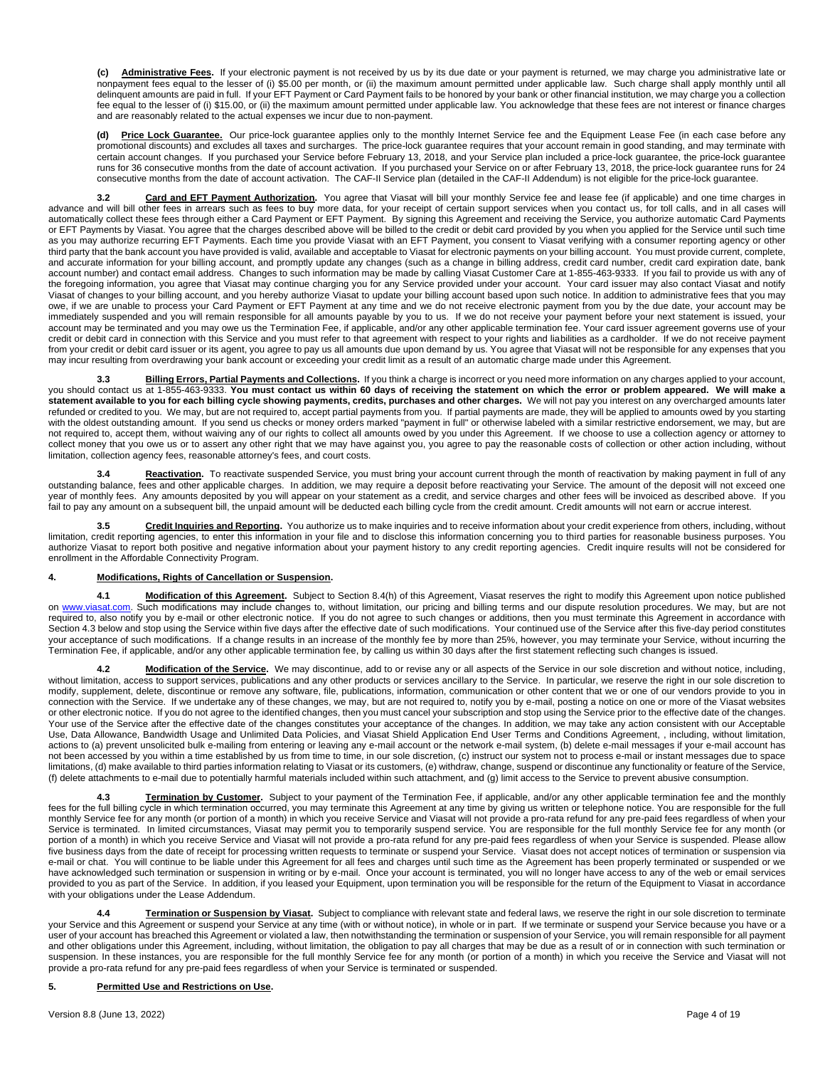**(c) Administrative Fees.** If your electronic payment is not received by us by its due date or your payment is returned, we may charge you administrative late or nonpayment fees equal to the lesser of (i) $5.00 per month, or (ii) the maximum amount permitted under applicable law. Such charge shall apply monthly until all delinquent amounts are paid in full. If your EFT Payment or Card Payment fails to be honored by your bank or other financial institution, we may charge you a collection fee equal to the lesser of (i) $15.00, or (ii) the maximum amount permitted under applicable law. You acknowledge that these fees are not interest or finance charges and are reasonably related to the actual expenses we incur due to non-payment.

**(d) Price Lock Guarantee.** Our price-lock guarantee applies only to the monthly Internet Service fee and the Equipment Lease Fee (in each case before any promotional discounts) and excludes all taxes and surcharges. The price-lock guarantee requires that your account remain in good standing, and may terminate with certain account changes. If you purchased your Service before February 13, 2018, and your Service plan included a price-lock guarantee, the price-lock guarantee runs for 36 consecutive months from the date of account activation. If you purchased your Service on or after February 13, 2018, the price-lock guarantee runs for 24 consecutive months from the date of account activation. The CAF-II Service plan (detailed in the CAF-II Addendum) is not eligible for the price-lock guarantee.

**3.2 Card and EFT Payment Authorization.** You agree that Viasat will bill your monthly Service fee and lease fee (if applicable) and one time charges in advance and will bill other fees in arrears such as fees to buy more data, for your receipt of certain support services when you contact us, for toll calls, and in all cases will automatically collect these fees through either a Card Payment or EFT Payment. By signing this Agreement and receiving the Service, you authorize automatic Card Payments or EFT Payments by Viasat. You agree that the charges described above will be billed to the credit or debit card provided by you when you applied for the Service until such time as you may authorize recurring EFT Payments. Each time you provide Viasat with an EFT Payment, you consent to Viasat verifying with a consumer reporting agency or other third party that the bank account you have provided is valid, available and acceptable to Viasat for electronic payments on your billing account. You must provide current, complete, and accurate information for your billing account, and promptly update any changes (such as a change in billing address, credit card number, credit card expiration date, bank account number) and contact email address. Changes to such information may be made by calling Viasat Customer Care at 1-855-463-9333. If you fail to provide us with any of the foregoing information, you agree that Viasat may continue charging you for any Service provided under your account. Your card issuer may also contact Viasat and notify Viasat of changes to your billing account, and you hereby authorize Viasat to update your billing account based upon such notice. In addition to administrative fees that you may owe, if we are unable to process your Card Payment or EFT Payment at any time and we do not receive electronic payment from you by the due date, your account may be immediately suspended and you will remain responsible for all amounts payable by you to us. If we do not receive your payment before your next statement is issued, your account may be terminated and you may owe us the Termination Fee, if applicable, and/or any other applicable termination fee. Your card issuer agreement governs use of your credit or debit card in connection with this Service and you must refer to that agreement with respect to your rights and liabilities as a cardholder. If we do not receive payment from your credit or debit card issuer or its agent, you agree to pay us all amounts due upon demand by us. You agree that Viasat will not be responsible for any expenses that you may incur resulting from overdrawing your bank account or exceeding your credit limit as a result of an automatic charge made under this Agreement.

**3.3 Billing Errors, Partial Payments and Collections.** If you think a charge is incorrect or you need more information on any charges applied to your account, you should contact us at 1-855-463-9333. **You must contact us within 60 days of receiving the statement on which the error or problem appeared. We will make a statement available to you for each billing cycle showing payments, credits, purchases and other charges.** We will not pay you interest on any overcharged amounts later refunded or credited to you. We may, but are not required to, accept partial payments from you. If partial payments are made, they will be applied to amounts owed by you starting with the oldest outstanding amount. If you send us checks or money orders marked "payment in full" or otherwise labeled with a similar restrictive endorsement, we may, but are not required to, accept them, without waiving any of our rights to collect all amounts owed by you under this Agreement. If we choose to use a collection agency or attorney to collect money that you owe us or to assert any other right that we may have against you, you agree to pay the reasonable costs of collection or other action including, without limitation, collection agency fees, reasonable attorney's fees, and court costs.

**3.4 Reactivation.** To reactivate suspended Service, you must bring your account current through the month of reactivation by making payment in full of any outstanding balance, fees and other applicable charges. In addition, we may require a deposit before reactivating your Service. The amount of the deposit will not exceed one year of monthly fees. Any amounts deposited by you will appear on your statement as a credit, and service charges and other fees will be invoiced as described above. If you fail to pay any amount on a subsequent bill, the unpaid amount will be deducted each billing cycle from the credit amount. Credit amounts will not earn or accrue interest.

**3.5 Credit Inquiries and Reporting.** You authorize us to make inquiries and to receive information about your credit experience from others, including, without limitation, credit reporting agencies, to enter this information in your file and to disclose this information concerning you to third parties for reasonable business purposes. You authorize Viasat to report both positive and negative information about your payment history to any credit reporting agencies. Credit inquire results will not be considered for enrollment in the Affordable Connectivity Program.

## 4. Modifications, Rights of Cancellation or Suspension.

**4.1 Modification of this Agreement.** Subject to Section 8.4(h) of this Agreement, Viasat reserves the right to modify this Agreement upon notice published on www.viasat.com. Such modifications may include changes to, without limitation, our pricing and billing terms and our dispute resolution procedures. We may, but are not required to, also notify you by e-mail or other electronic notice. If you do not agree to such changes or additions, then you must terminate this Agreement in accordance with Section 4.3 below and stop using the Service within five days after the effective date of such modifications. Your continued use of the Service after this five-day period constitutes your acceptance of such modifications. If a change results in an increase of the monthly fee by more than 25%, however, you may terminate your Service, without incurring the Termination Fee, if applicable, and/or any other applicable termination fee, by calling us within 30 days after the first statement reflecting such changes is issued.

**4.2 Modification of the Service.** We may discontinue, add to or revise any or all aspects of the Service in our sole discretion and without notice, including, without limitation, access to support services, publications and any other products or services ancillary to the Service. In particular, we reserve the right in our sole discretion to modify, supplement, delete, discontinue or remove any software, file, publications, information, communication or other content that we or one of our vendors provide to you in connection with the Service. If we undertake any of these changes, we may, but are not required to, notify you by e-mail, posting a notice on one or more of the Viasat websites or other electronic notice. If you do not agree to the identified changes, then you must cancel your subscription and stop using the Service prior to the effective date of the changes. Your use of the Service after the effective date of the changes constitutes your acceptance of the changes. In addition, we may take any action consistent with our Acceptable Use, Data Allowance, Bandwidth Usage and Unlimited Data Policies, and Viasat Shield Application End User Terms and Conditions Agreement, , including, without limitation, actions to (a) prevent unsolicited bulk e-mailing from entering or leaving any e-mail account or the network e-mail system, (b) delete e-mail messages if your e-mail account has not been accessed by you within a time established by us from time to time, in our sole discretion, (c) instruct our system not to process e-mail or instant messages due to space limitations, (d) make available to third parties information relating to Viasat or its customers, (e) withdraw, change, suspend or discontinue any functionality or feature of the Service, (f) delete attachments to e-mail due to potentially harmful materials included within such attachment, and (g) limit access to the Service to prevent abusive consumption.

**4.3 Termination by Customer.** Subject to your payment of the Termination Fee, if applicable, and/or any other applicable termination fee and the monthly fees for the full billing cycle in which termination occurred, you may terminate this Agreement at any time by giving us written or telephone notice. You are responsible for the full monthly Service fee for any month (or portion of a month) in which you receive Service and Viasat will not provide a pro-rata refund for any pre-paid fees regardless of when your Service is terminated. In limited circumstances, Viasat may permit you to temporarily suspend service. You are responsible for the full monthly Service fee for any month (or portion of a month) in which you receive Service and Viasat will not provide a pro-rata refund for any pre-paid fees regardless of when your Service is suspended. Please allow five business days from the date of receipt for processing written requests to terminate or suspend your Service. Viasat does not accept notices of termination or suspension via e-mail or chat. You will continue to be liable under this Agreement for all fees and charges until such time as the Agreement has been properly terminated or suspended or we have acknowledged such termination or suspension in writing or by e-mail. Once your account is terminated, you will no longer have access to any of the web or email services provided to you as part of the Service. In addition, if you leased your Equipment, upon termination you will be responsible for the return of the Equipment to Viasat in accordance with your obligations under the Lease Addendum.

**4.4 Termination or Suspension by Viasat.** Subject to compliance with relevant state and federal laws, we reserve the right in our sole discretion to terminate your Service and this Agreement or suspend your Service at any time (with or without notice), in whole or in part. If we terminate or suspend your Service because you have or a user of your account has breached this Agreement or violated a law, then notwithstanding the termination or suspension of your Service, you will remain responsible for all payment and other obligations under this Agreement, including, without limitation, the obligation to pay all charges that may be due as a result of or in connection with such termination or suspension. In these instances, you are responsible for the full monthly Service fee for any month (or portion of a month) in which you receive the Service and Viasat will not provide a pro-rata refund for any pre-paid fees regardless of when your Service is terminated or suspended.

## 5. Permitted Use and Restrictions on Use.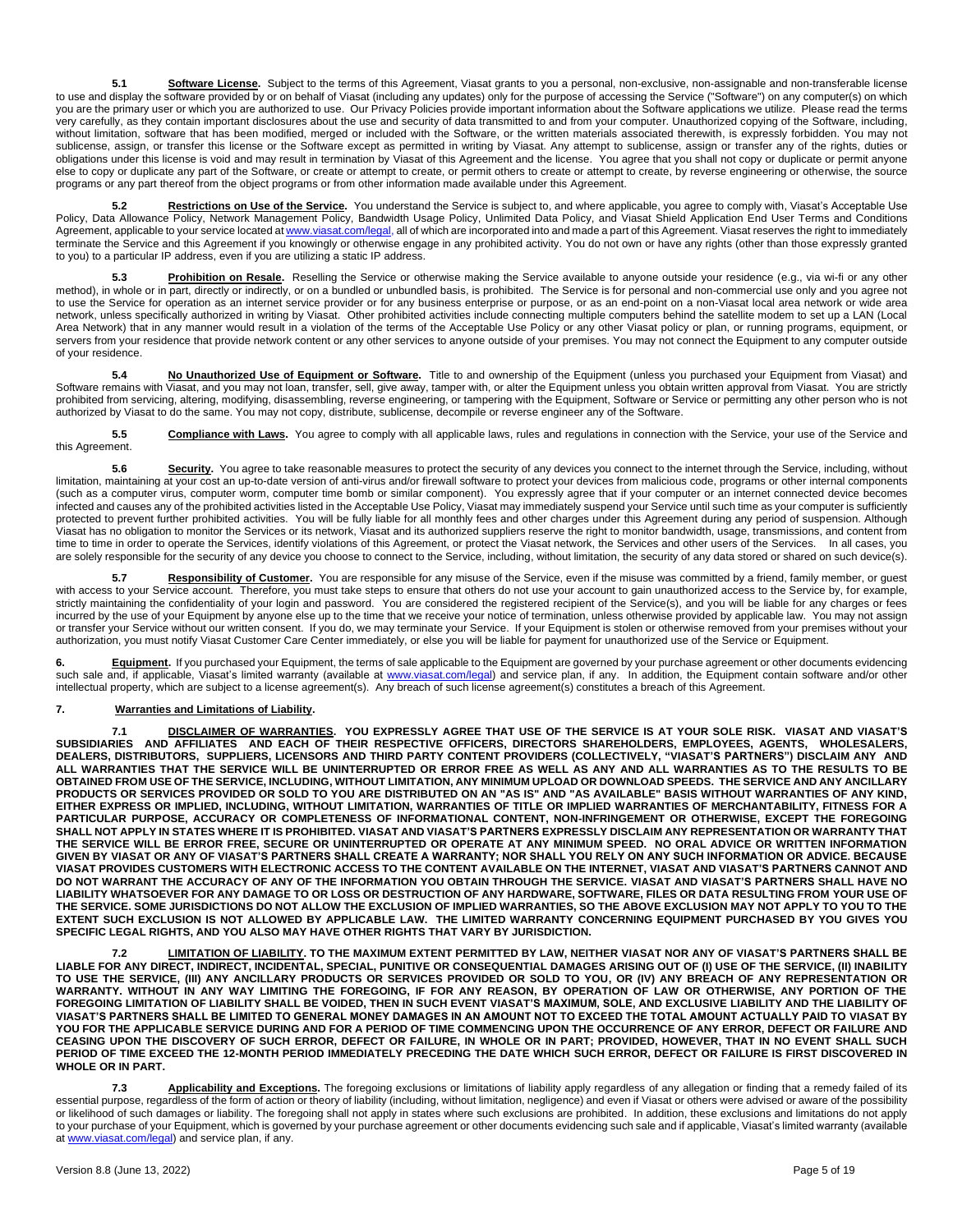**5.1 Software License.** Subject to the terms of this Agreement, Viasat grants to you a personal, non-exclusive, non-assignable and non-transferable license to use and display the software provided by or on behalf of Viasat (including any updates) only for the purpose of accessing the Service ("Software") on any computer(s) on which you are the primary user or which you are authorized to use. Our Privacy Policies provide important information about the Software applications we utilize. Please read the terms very carefully, as they contain important disclosures about the use and security of data transmitted to and from your computer. Unauthorized copying of the Software, including, without limitation, software that has been modified, merged or included with the Software, or the written materials associated therewith, is expressly forbidden. You may not sublicense, assign, or transfer this license or the Software except as permitted in writing by Viasat. Any attempt to sublicense, assign or transfer any of the rights, duties or obligations under this license is void and may result in termination by Viasat of this Agreement and the license. You agree that you shall not copy or duplicate or permit anyone else to copy or duplicate any part of the Software, or create or attempt to create, or permit others to create or attempt to create, by reverse engineering or otherwise, the source programs or any part thereof from the object programs or from other information made available under this Agreement.

**5.2 Restrictions on Use of the Service.** You understand the Service is subject to, and where applicable, you agree to comply with, Viasat's Acceptable Use Policy, Data Allowance Policy, Network Management Policy, Bandwidth Usage Policy, Unlimited Data Policy, and Viasat Shield Application End User Terms and Conditions Agreement, applicable to your service located at www.viasat.com/legal, all of which are incorporated into and made a part of this Agreement. Viasat reserves the right to immediately terminate the Service and this Agreement if you knowingly or otherwise engage in any prohibited activity. You do not own or have any rights (other than those expressly granted to you) to a particular IP address, even if you are utilizing a static IP address.

**5.3 Prohibition on Resale.** Reselling the Service or otherwise making the Service available to anyone outside your residence (e.g., via wi-fi or any other method), in whole or in part, directly or indirectly, or on a bundled or unbundled basis, is prohibited. The Service is for personal and non-commercial use only and you agree not to use the Service for operation as an internet service provider or for any business enterprise or purpose, or as an end-point on a non-Viasat local area network or wide area network, unless specifically authorized in writing by Viasat. Other prohibited activities include connecting multiple computers behind the satellite modem to set up a LAN (Local Area Network) that in any manner would result in a violation of the terms of the Acceptable Use Policy or any other Viasat policy or plan, or running programs, equipment, or servers from your residence that provide network content or any other services to anyone outside of your premises. You may not connect the Equipment to any computer outside of your residence.

**5.4 No Unauthorized Use of Equipment or Software.** Title to and ownership of the Equipment (unless you purchased your Equipment from Viasat) and Software remains with Viasat, and you may not loan, transfer, sell, give away, tamper with, or alter the Equipment unless you obtain written approval from Viasat. You are strictly prohibited from servicing, altering, modifying, disassembling, reverse engineering, or tampering with the Equipment, Software or Service or permitting any other person who is not authorized by Viasat to do the same. You may not copy, distribute, sublicense, decompile or reverse engineer any of the Software.

**5.5 Compliance with Laws.** You agree to comply with all applicable laws, rules and regulations in connection with the Service, your use of the Service and this Agreement.

**5.6 Security.** You agree to take reasonable measures to protect the security of any devices you connect to the internet through the Service, including, without limitation, maintaining at your cost an up-to-date version of anti-virus and/or firewall software to protect your devices from malicious code, programs or other internal components (such as a computer virus, computer worm, computer time bomb or similar component). You expressly agree that if your computer or an internet connected device becomes infected and causes any of the prohibited activities listed in the Acceptable Use Policy, Viasat may immediately suspend your Service until such time as your computer is sufficiently protected to prevent further prohibited activities. You will be fully liable for all monthly fees and other charges under this Agreement during any period of suspension. Although Viasat has no obligation to monitor the Services or its network, Viasat and its authorized suppliers reserve the right to monitor bandwidth, usage, transmissions, and content from time to time in order to operate the Services, identify violations of this Agreement, or protect the Viasat network, the Services and other users of the Services. In all cases, you are solely responsible for the security of any device you choose to connect to the Service, including, without limitation, the security of any data stored or shared on such device(s).

**5.7 Responsibility of Customer.** You are responsible for any misuse of the Service, even if the misuse was committed by a friend, family member, or guest with access to your Service account. Therefore, you must take steps to ensure that others do not use your account to gain unauthorized access to the Service by, for example, strictly maintaining the confidentiality of your login and password. You are considered the registered recipient of the Service(s), and you will be liable for any charges or fees incurred by the use of your Equipment by anyone else up to the time that we receive your notice of termination, unless otherwise provided by applicable law. You may not assign or transfer your Service without our written consent. If you do, we may terminate your Service. If your Equipment is stolen or otherwise removed from your premises without your authorization, you must notify Viasat Customer Care Center immediately, or else you will be liable for payment for unauthorized use of the Service or Equipment.

**6. Equipment.** If you purchased your Equipment, the terms of sale applicable to the Equipment are governed by your purchase agreement or other documents evidencing such sale and, if applicable, Viasat's limited warranty (available at www.viasat.com/legal) and service plan, if any. In addition, the Equipment contain software and/or other intellectual property, which are subject to a license agreement(s). Any breach of such license agreement(s) constitutes a breach of this Agreement.

**7. Warranties and Limitations of Liability.**

**7.1 DISCLAIMER OF WARRANTIES. YOU EXPRESSLY AGREE THAT USE OF THE SERVICE IS AT YOUR SOLE RISK. VIASAT AND VIASAT'S SUBSIDIARIES AND AFFILIATES AND EACH OF THEIR RESPECTIVE OFFICERS, DIRECTORS SHAREHOLDERS, EMPLOYEES, AGENTS, WHOLESALERS, DEALERS, DISTRIBUTORS, SUPPLIERS, LICENSORS AND THIRD PARTY CONTENT PROVIDERS (COLLECTIVELY, "VIASAT'S PARTNERS") DISCLAIM ANY AND ALL WARRANTIES THAT THE SERVICE WILL BE UNINTERRUPTED OR ERROR FREE AS WELL AS ANY AND ALL WARRANTIES AS TO THE RESULTS TO BE OBTAINED FROM USE OF THE SERVICE, INCLUDING, WITHOUT LIMITATION, ANY MINIMUM UPLOAD OR DOWNLOAD SPEEDS. THE SERVICE AND ANY ANCILLARY PRODUCTS OR SERVICES PROVIDED OR SOLD TO YOU ARE DISTRIBUTED ON AN "AS IS" AND "AS AVAILABLE" BASIS WITHOUT WARRANTIES OF ANY KIND, EITHER EXPRESS OR IMPLIED, INCLUDING, WITHOUT LIMITATION, WARRANTIES OF TITLE OR IMPLIED WARRANTIES OF MERCHANTABILITY, FITNESS FOR A PARTICULAR PURPOSE, ACCURACY OR COMPLETENESS OF INFORMATIONAL CONTENT, NON-INFRINGEMENT OR OTHERWISE, EXCEPT THE FOREGOING SHALL NOT APPLY IN STATES WHERE IT IS PROHIBITED. VIASAT AND VIASAT'S PARTNERS EXPRESSLY DISCLAIM ANY REPRESENTATION OR WARRANTY THAT THE SERVICE WILL BE ERROR FREE, SECURE OR UNINTERRUPTED OR OPERATE AT ANY MINIMUM SPEED. NO ORAL ADVICE OR WRITTEN INFORMATION GIVEN BY VIASAT OR ANY OF VIASAT'S PARTNERS SHALL CREATE A WARRANTY; NOR SHALL YOU RELY ON ANY SUCH INFORMATION OR ADVICE. BECAUSE VIASAT PROVIDES CUSTOMERS WITH ELECTRONIC ACCESS TO THE CONTENT AVAILABLE ON THE INTERNET, VIASAT AND VIASAT'S PARTNERS CANNOT AND DO NOT WARRANT THE ACCURACY OF ANY OF THE INFORMATION YOU OBTAIN THROUGH THE SERVICE. VIASAT AND VIASAT'S PARTNERS SHALL HAVE NO LIABILITY WHATSOEVER FOR ANY DAMAGE TO OR LOSS OR DESTRUCTION OF ANY HARDWARE, SOFTWARE, FILES OR DATA RESULTING FROM YOUR USE OF THE SERVICE. SOME JURISDICTIONS DO NOT ALLOW THE EXCLUSION OF IMPLIED WARRANTIES, SO THE ABOVE EXCLUSION MAY NOT APPLY TO YOU TO THE EXTENT SUCH EXCLUSION IS NOT ALLOWED BY APPLICABLE LAW. THE LIMITED WARRANTY CONCERNING EQUIPMENT PURCHASED BY YOU GIVES YOU SPECIFIC LEGAL RIGHTS, AND YOU ALSO MAY HAVE OTHER RIGHTS THAT VARY BY JURISDICTION.**

**7.2 LIMITATION OF LIABILITY. TO THE MAXIMUM EXTENT PERMITTED BY LAW, NEITHER VIASAT NOR ANY OF VIASAT'S PARTNERS SHALL BE LIABLE FOR ANY DIRECT, INDIRECT, INCIDENTAL, SPECIAL, PUNITIVE OR CONSEQUENTIAL DAMAGES ARISING OUT OF (I) USE OF THE SERVICE, (II) INABILITY TO USE THE SERVICE, (III) ANY ANCILLARY PRODUCTS OR SERVICES PROVIDED OR SOLD TO YOU, OR (IV) ANY BREACH OF ANY REPRESENTATION OR WARRANTY. WITHOUT IN ANY WAY LIMITING THE FOREGOING, IF FOR ANY REASON, BY OPERATION OF LAW OR OTHERWISE, ANY PORTION OF THE FOREGOING LIMITATION OF LIABILITY SHALL BE VOIDED, THEN IN SUCH EVENT VIASAT'S MAXIMUM, SOLE, AND EXCLUSIVE LIABILITY AND THE LIABILITY OF VIASAT'S PARTNERS SHALL BE LIMITED TO GENERAL MONEY DAMAGES IN AN AMOUNT NOT TO EXCEED THE TOTAL AMOUNT ACTUALLY PAID TO VIASAT BY YOU FOR THE APPLICABLE SERVICE DURING AND FOR A PERIOD OF TIME COMMENCING UPON THE OCCURRENCE OF ANY ERROR, DEFECT OR FAILURE AND CEASING UPON THE DISCOVERY OF SUCH ERROR, DEFECT OR FAILURE, IN WHOLE OR IN PART; PROVIDED, HOWEVER, THAT IN NO EVENT SHALL SUCH PERIOD OF TIME EXCEED THE 12-MONTH PERIOD IMMEDIATELY PRECEDING THE DATE WHICH SUCH ERROR, DEFECT OR FAILURE IS FIRST DISCOVERED IN WHOLE OR IN PART.**

**7.3 Applicability and Exceptions.** The foregoing exclusions or limitations of liability apply regardless of any allegation or finding that a remedy failed of its essential purpose, regardless of the form of action or theory of liability (including, without limitation, negligence) and even if Viasat or others were advised or aware of the possibility or likelihood of such damages or liability. The foregoing shall not apply in states where such exclusions are prohibited. In addition, these exclusions and limitations do not apply to your purchase of your Equipment, which is governed by your purchase agreement or other documents evidencing such sale and if applicable, Viasat's limited warranty (available at www.viasat.com/legal) and service plan, if any.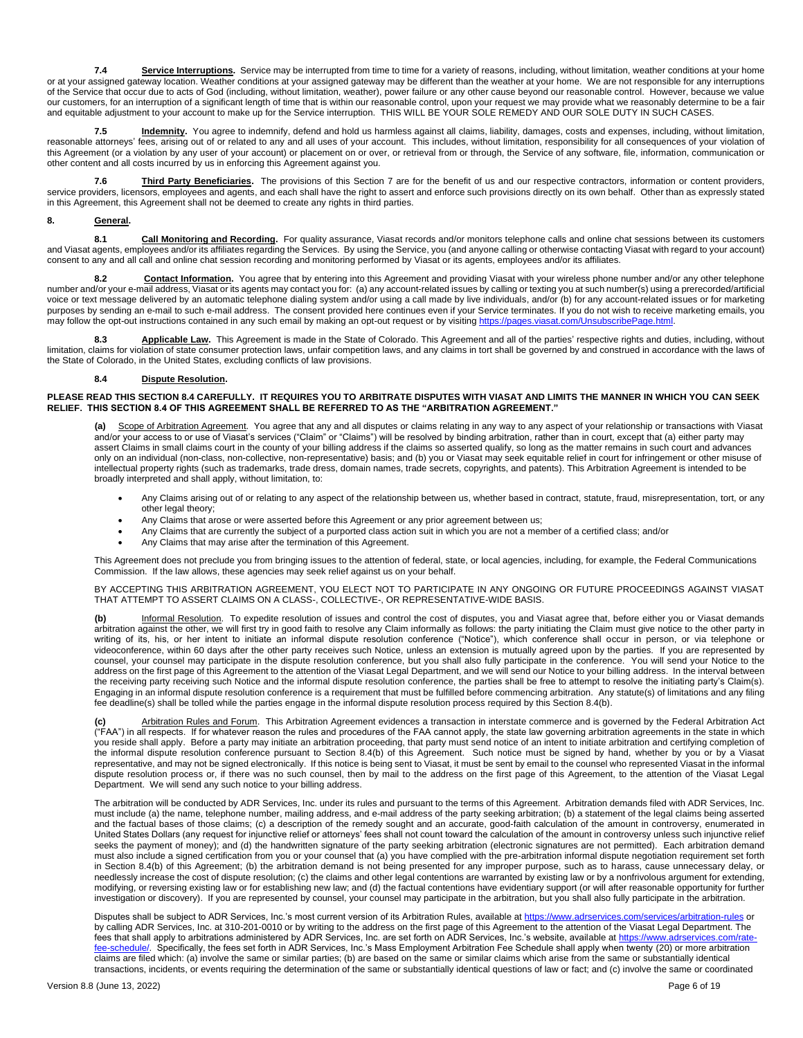**7.4 Service Interruptions.** Service may be interrupted from time to time for a variety of reasons, including, without limitation, weather conditions at your home or at your assigned gateway location. Weather conditions at your assigned gateway may be different than the weather at your home. We are not responsible for any interruptions of the Service that occur due to acts of God (including, without limitation, weather), power failure or any other cause beyond our reasonable control. However, because we value our customers, for an interruption of a significant length of time that is within our reasonable control, upon your request we may provide what we reasonably determine to be a fair and equitable adjustment to your account to make up for the Service interruption. THIS WILL BE YOUR SOLE REMEDY AND OUR SOLE DUTY IN SUCH CASES.

**7.5 Indemnity.** You agree to indemnify, defend and hold us harmless against all claims, liability, damages, costs and expenses, including, without limitation, reasonable attorneys' fees, arising out of or related to any and all uses of your account. This includes, without limitation, responsibility for all consequences of your violation of this Agreement (or a violation by any user of your account) or placement on or over, or retrieval from or through, the Service of any software, file, information, communication or other content and all costs incurred by us in enforcing this Agreement against you.

**7.6 Third Party Beneficiaries.** The provisions of this Section 7 are for the benefit of us and our respective contractors, information or content providers, service providers, licensors, employees and agents, and each shall have the right to assert and enforce such provisions directly on its own behalf. Other than as expressly stated in this Agreement, this Agreement shall not be deemed to create any rights in third parties.

## 8. General.

**8.1 Call Monitoring and Recording.** For quality assurance, Viasat records and/or monitors telephone calls and online chat sessions between its customers and Viasat agents, employees and/or its affiliates regarding the Services. By using the Service, you (and anyone calling or otherwise contacting Viasat with regard to your account) consent to any and all call and online chat session recording and monitoring performed by Viasat or its agents, employees and/or its affiliates.

**8.2 Contact Information.** You agree that by entering into this Agreement and providing Viasat with your wireless phone number and/or any other telephone number and/or your e-mail address, Viasat or its agents may contact you for: (a) any account-related issues by calling or texting you at such number(s) using a prerecorded/artificial voice or text message delivered by an automatic telephone dialing system and/or using a call made by live individuals, and/or (b) for any account-related issues or for marketing purposes by sending an e-mail to such e-mail address. The consent provided here continues even if your Service terminates. If you do not wish to receive marketing emails, you may follow the opt-out instructions contained in any such email by making an opt-out request or by visiting https://pages.viasat.com/UnsubscribePage.html.

**8.3 Applicable Law.** This Agreement is made in the State of Colorado. This Agreement and all of the parties' respective rights and duties, including, without limitation, claims for violation of state consumer protection laws, unfair competition laws, and any claims in tort shall be governed by and construed in accordance with the laws of the State of Colorado, in the United States, excluding conflicts of law provisions.

**8.4 Dispute Resolution.**

**PLEASE READ THIS SECTION 8.4 CAREFULLY. IT REQUIRES YOU TO ARBITRATE DISPUTES WITH VIASAT AND LIMITS THE MANNER IN WHICH YOU CAN SEEK RELIEF. THIS SECTION 8.4 OF THIS AGREEMENT SHALL BE REFERRED TO AS THE "ARBITRATION AGREEMENT."**

**(a)** Scope of Arbitration Agreement. You agree that any and all disputes or claims relating in any way to any aspect of your relationship or transactions with Viasat and/or your access to or use of Viasat's services ("Claim" or "Claims") will be resolved by binding arbitration, rather than in court, except that (a) either party may assert Claims in small claims court in the county of your billing address if the claims so asserted qualify, so long as the matter remains in such court and advances only on an individual (non-class, non-collective, non-representative) basis; and (b) you or Viasat may seek equitable relief in court for infringement or other misuse of intellectual property rights (such as trademarks, trade dress, domain names, trade secrets, copyrights, and patents). This Arbitration Agreement is intended to be broadly interpreted and shall apply, without limitation, to:

- Any Claims arising out of or relating to any aspect of the relationship between us, whether based in contract, statute, fraud, misrepresentation, tort, or any other legal theory;
- Any Claims that arose or were asserted before this Agreement or any prior agreement between us;
- Any Claims that are currently the subject of a purported class action suit in which you are not a member of a certified class; and/or
- Any Claims that may arise after the termination of this Agreement.

This Agreement does not preclude you from bringing issues to the attention of federal, state, or local agencies, including, for example, the Federal Communications Commission. If the law allows, these agencies may seek relief against us on your behalf.

BY ACCEPTING THIS ARBITRATION AGREEMENT, YOU ELECT NOT TO PARTICIPATE IN ANY ONGOING OR FUTURE PROCEEDINGS AGAINST VIASAT THAT ATTEMPT TO ASSERT CLAIMS ON A CLASS-, COLLECTIVE-, OR REPRESENTATIVE-WIDE BASIS.

**(b)** Informal Resolution. To expedite resolution of issues and control the cost of disputes, you and Viasat agree that, before either you or Viasat demands arbitration against the other, we will first try in good faith to resolve any Claim informally as follows: the party initiating the Claim must give notice to the other party in writing of its, his, or her intent to initiate an informal dispute resolution conference ("Notice"), which conference shall occur in person, or via telephone or videoconference, within 60 days after the other party receives such Notice, unless an extension is mutually agreed upon by the parties. If you are represented by counsel, your counsel may participate in the dispute resolution conference, but you shall also fully participate in the conference. You will send your Notice to the address on the first page of this Agreement to the attention of the Viasat Legal Department, and we will send our Notice to your billing address. In the interval between the receiving party receiving such Notice and the informal dispute resolution conference, the parties shall be free to attempt to resolve the initiating party's Claim(s). Engaging in an informal dispute resolution conference is a requirement that must be fulfilled before commencing arbitration. Any statute(s) of limitations and any filing fee deadline(s) shall be tolled while the parties engage in the informal dispute resolution process required by this Section 8.4(b).

**(c)** Arbitration Rules and Forum. This Arbitration Agreement evidences a transaction in interstate commerce and is governed by the Federal Arbitration Act ("FAA") in all respects. If for whatever reason the rules and procedures of the FAA cannot apply, the state law governing arbitration agreements in the state in which you reside shall apply. Before a party may initiate an arbitration proceeding, that party must send notice of an intent to initiate arbitration and certifying completion of the informal dispute resolution conference pursuant to Section 8.4(b) of this Agreement. Such notice must be signed by hand, whether by you or by a Viasat representative, and may not be signed electronically. If this notice is being sent to Viasat, it must be sent by email to the counsel who represented Viasat in the informal dispute resolution process or, if there was no such counsel, then by mail to the address on the first page of this Agreement, to the attention of the Viasat Legal Department. We will send any such notice to your billing address.

The arbitration will be conducted by ADR Services, Inc. under its rules and pursuant to the terms of this Agreement. Arbitration demands filed with ADR Services, Inc. must include (a) the name, telephone number, mailing address, and e-mail address of the party seeking arbitration; (b) a statement of the legal claims being asserted and the factual bases of those claims; (c) a description of the remedy sought and an accurate, good-faith calculation of the amount in controversy, enumerated in United States Dollars (any request for injunctive relief or attorneys' fees shall not count toward the calculation of the amount in controversy unless such injunctive relief seeks the payment of money); and (d) the handwritten signature of the party seeking arbitration (electronic signatures are not permitted). Each arbitration demand must also include a signed certification from you or your counsel that (a) you have complied with the pre-arbitration informal dispute negotiation requirement set forth in Section 8.4(b) of this Agreement; (b) the arbitration demand is not being presented for any improper purpose, such as to harass, cause unnecessary delay, or needlessly increase the cost of dispute resolution; (c) the claims and other legal contentions are warranted by existing law or by a nonfrivolous argument for extending, modifying, or reversing existing law or for establishing new law; and (d) the factual contentions have evidentiary support (or will after reasonable opportunity for further investigation or discovery). If you are represented by counsel, your counsel may participate in the arbitration, but you shall also fully participate in the arbitration.

Disputes shall be subject to ADR Services, Inc.'s most current version of its Arbitration Rules, available at https://www.adrservices.com/services/arbitration-rules or by calling ADR Services, Inc. at 310-201-0010 or by writing to the address on the first page of this Agreement to the attention of the Viasat Legal Department. The fees that shall apply to arbitrations administered by ADR Services, Inc. are set forth on ADR Services, Inc.'s website, available at https://www.adrservices.com/rate-fee-schedule/. Specifically, the fees set forth in ADR Services, Inc.'s Mass Employment Arbitration Fee Schedule shall apply when twenty (20) or more arbitration claims are filed which: (a) involve the same or similar parties; (b) are based on the same or similar claims which arise from the same or substantially identical transactions, incidents, or events requiring the determination of the same or substantially identical questions of law or fact; and (c) involve the same or coordinated

Version 8.8 (June 13, 2022)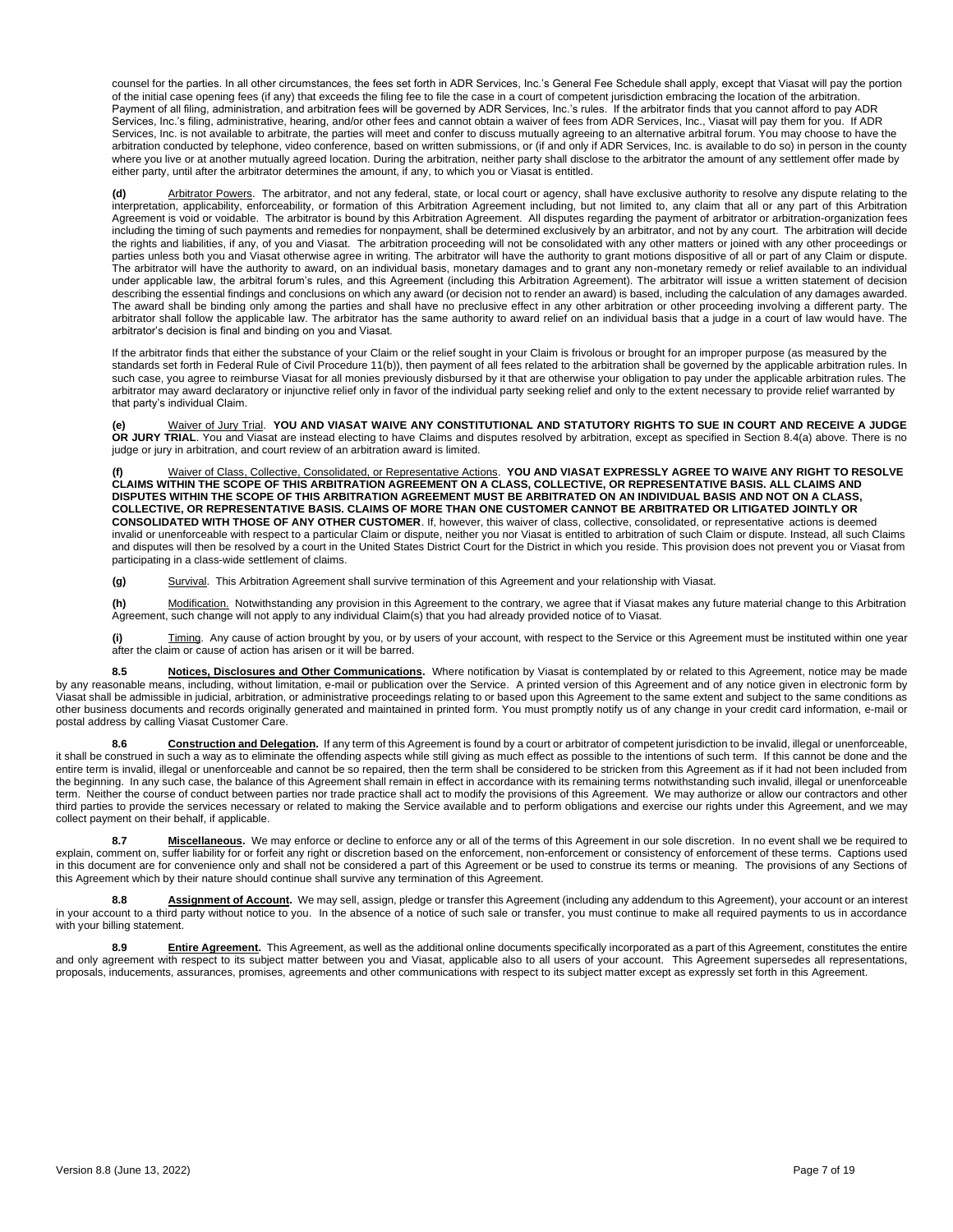counsel for the parties. In all other circumstances, the fees set forth in ADR Services, Inc.'s General Fee Schedule shall apply, except that Viasat will pay the portion of the initial case opening fees (if any) that exceeds the filing fee to file the case in a court of competent jurisdiction embracing the location of the arbitration. Payment of all filing, administration, and arbitration fees will be governed by ADR Services, Inc.'s rules. If the arbitrator finds that you cannot afford to pay ADR Services, Inc.'s filing, administrative, hearing, and/or other fees and cannot obtain a waiver of fees from ADR Services, Inc., Viasat will pay them for you. If ADR Services, Inc. is not available to arbitrate, the parties will meet and confer to discuss mutually agreeing to an alternative arbitral forum. You may choose to have the arbitration conducted by telephone, video conference, based on written submissions, or (if and only if ADR Services, Inc. is available to do so) in person in the county where you live or at another mutually agreed location. During the arbitration, neither party shall disclose to the arbitrator the amount of any settlement offer made by either party, until after the arbitrator determines the amount, if any, to which you or Viasat is entitled.

**(d)** Arbitrator Powers. The arbitrator, and not any federal, state, or local court or agency, shall have exclusive authority to resolve any dispute relating to the interpretation, applicability, enforceability, or formation of this Arbitration Agreement including, but not limited to, any claim that all or any part of this Arbitration Agreement is void or voidable. The arbitrator is bound by this Arbitration Agreement. All disputes regarding the payment of arbitrator or arbitration-organization fees including the timing of such payments and remedies for nonpayment, shall be determined exclusively by an arbitrator, and not by any court. The arbitration will decide the rights and liabilities, if any, of you and Viasat. The arbitration proceeding will not be consolidated with any other matters or joined with any other proceedings or parties unless both you and Viasat otherwise agree in writing. The arbitrator will have the authority to grant motions dispositive of all or part of any Claim or dispute. The arbitrator will have the authority to award, on an individual basis, monetary damages and to grant any non-monetary remedy or relief available to an individual under applicable law, the arbitral forum's rules, and this Agreement (including this Arbitration Agreement). The arbitrator will issue a written statement of decision describing the essential findings and conclusions on which any award (or decision not to render an award) is based, including the calculation of any damages awarded. The award shall be binding only among the parties and shall have no preclusive effect in any other arbitration or other proceeding involving a different party. The arbitrator shall follow the applicable law. The arbitrator has the same authority to award relief on an individual basis that a judge in a court of law would have. The arbitrator's decision is final and binding on you and Viasat.

If the arbitrator finds that either the substance of your Claim or the relief sought in your Claim is frivolous or brought for an improper purpose (as measured by the standards set forth in Federal Rule of Civil Procedure 11(b)), then payment of all fees related to the arbitration shall be governed by the applicable arbitration rules. In such case, you agree to reimburse Viasat for all monies previously disbursed by it that are otherwise your obligation to pay under the applicable arbitration rules. The arbitrator may award declaratory or injunctive relief only in favor of the individual party seeking relief and only to the extent necessary to provide relief warranted by that party's individual Claim.

**(e)** Waiver of Jury Trial. **YOU AND VIASAT WAIVE ANY CONSTITUTIONAL AND STATUTORY RIGHTS TO SUE IN COURT AND RECEIVE A JUDGE OR JURY TRIAL**. You and Viasat are instead electing to have Claims and disputes resolved by arbitration, except as specified in Section 8.4(a) above. There is no judge or jury in arbitration, and court review of an arbitration award is limited.

**(f)** Waiver of Class, Collective, Consolidated, or Representative Actions. **YOU AND VIASAT EXPRESSLY AGREE TO WAIVE ANY RIGHT TO RESOLVE CLAIMS WITHIN THE SCOPE OF THIS ARBITRATION AGREEMENT ON A CLASS, COLLECTIVE, OR REPRESENTATIVE BASIS. ALL CLAIMS AND DISPUTES WITHIN THE SCOPE OF THIS ARBITRATION AGREEMENT MUST BE ARBITRATED ON AN INDIVIDUAL BASIS AND NOT ON A CLASS, COLLECTIVE, OR REPRESENTATIVE BASIS. CLAIMS OF MORE THAN ONE CUSTOMER CANNOT BE ARBITRATED OR LITIGATED JOINTLY OR CONSOLIDATED WITH THOSE OF ANY OTHER CUSTOMER**. If, however, this waiver of class, collective, consolidated, or representative actions is deemed invalid or unenforceable with respect to a particular Claim or dispute, neither you nor Viasat is entitled to arbitration of such Claim or dispute. Instead, all such Claims and disputes will then be resolved by a court in the United States District Court for the District in which you reside. This provision does not prevent you or Viasat from participating in a class-wide settlement of claims.

**(g)** Survival. This Arbitration Agreement shall survive termination of this Agreement and your relationship with Viasat.

**(h)** Modification. Notwithstanding any provision in this Agreement to the contrary, we agree that if Viasat makes any future material change to this Arbitration Agreement, such change will not apply to any individual Claim(s) that you had already provided notice of to Viasat.

**(i)** Timing. Any cause of action brought by you, or by users of your account, with respect to the Service or this Agreement must be instituted within one year after the claim or cause of action has arisen or it will be barred.

**8.5 Notices, Disclosures and Other Communications.** Where notification by Viasat is contemplated by or related to this Agreement, notice may be made by any reasonable means, including, without limitation, e-mail or publication over the Service. A printed version of this Agreement and of any notice given in electronic form by Viasat shall be admissible in judicial, arbitration, or administrative proceedings relating to or based upon this Agreement to the same extent and subject to the same conditions as other business documents and records originally generated and maintained in printed form. You must promptly notify us of any change in your credit card information, e-mail or postal address by calling Viasat Customer Care.

**8.6 Construction and Delegation.** If any term of this Agreement is found by a court or arbitrator of competent jurisdiction to be invalid, illegal or unenforceable, it shall be construed in such a way as to eliminate the offending aspects while still giving as much effect as possible to the intentions of such term. If this cannot be done and the entire term is invalid, illegal or unenforceable and cannot be so repaired, then the term shall be considered to be stricken from this Agreement as if it had not been included from the beginning. In any such case, the balance of this Agreement shall remain in effect in accordance with its remaining terms notwithstanding such invalid, illegal or unenforceable term. Neither the course of conduct between parties nor trade practice shall act to modify the provisions of this Agreement. We may authorize or allow our contractors and other third parties to provide the services necessary or related to making the Service available and to perform obligations and exercise our rights under this Agreement, and we may collect payment on their behalf, if applicable.

**8.7 Miscellaneous.** We may enforce or decline to enforce any or all of the terms of this Agreement in our sole discretion. In no event shall we be required to explain, comment on, suffer liability for or forfeit any right or discretion based on the enforcement, non-enforcement or consistency of enforcement of these terms. Captions used in this document are for convenience only and shall not be considered a part of this Agreement or be used to construe its terms or meaning. The provisions of any Sections of this Agreement which by their nature should continue shall survive any termination of this Agreement.

**8.8 Assignment of Account.** We may sell, assign, pledge or transfer this Agreement (including any addendum to this Agreement), your account or an interest in your account to a third party without notice to you. In the absence of a notice of such sale or transfer, you must continue to make all required payments to us in accordance with your billing statement.

**8.9 Entire Agreement.** This Agreement, as well as the additional online documents specifically incorporated as a part of this Agreement, constitutes the entire and only agreement with respect to its subject matter between you and Viasat, applicable also to all users of your account. This Agreement supersedes all representations, proposals, inducements, assurances, promises, agreements and other communications with respect to its subject matter except as expressly set forth in this Agreement.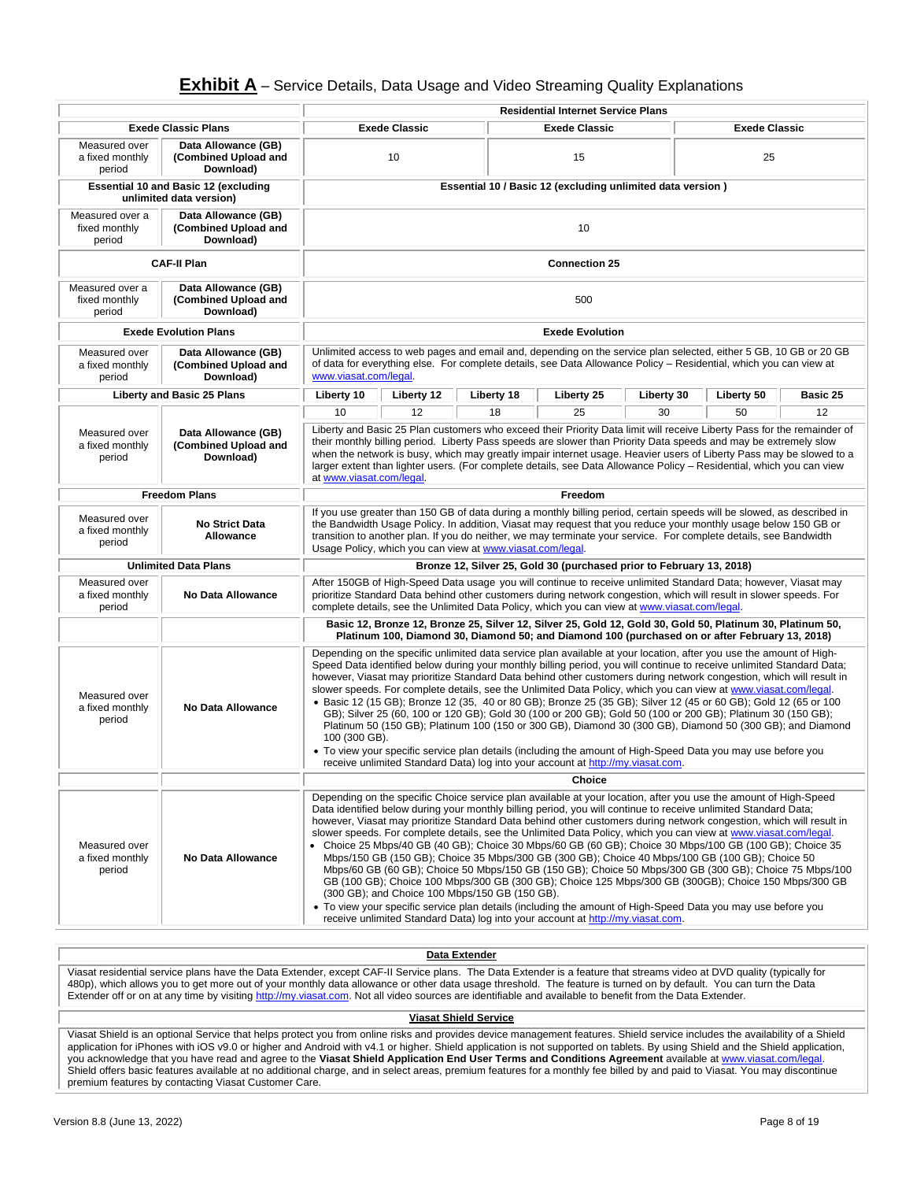# **Exhibit A** – Service Details, Data Usage and Video Streaming Quality Explanations

| | | Residential Internet Service Plans | | | | | | |
|---|---|---|---|---|---|---|---|---|
| **Exede Classic Plans** | | **Exede Classic** | | | **Exede Classic** | | **Exede Classic** | |
| Measured over a fixed monthly period | **Data Allowance (GB) (Combined Upload and Download)** | 10 | | | 15 | | 25 | |
| **Essential 10 and Basic 12 (excluding unlimited data version)** | | **Essential 10 / Basic 12 (excluding unlimited data version )** | | | | | | |
| Measured over a fixed monthly period | **Data Allowance (GB) (Combined Upload and Download)** | 10 | | | | | | |
| **CAF-II Plan** | | **Connection 25** | | | | | | |
| Measured over a fixed monthly period | **Data Allowance (GB) (Combined Upload and Download)** | 500 | | | | | | |
| **Exede Evolution Plans** | | **Exede Evolution** | | | | | | |
| Measured over a fixed monthly period | **Data Allowance (GB) (Combined Upload and Download)** | Unlimited access to web pages and email and, depending on the service plan selected, either 5 GB, 10 GB or 20 GB of data for everything else. For complete details, see Data Allowance Policy – Residential, which you can view at www.viasat.com/legal. | | | | | | |
| **Liberty and Basic 25 Plans** | | **Liberty 10** | **Liberty 12** | **Liberty 18** | **Liberty 25** | **Liberty 30** | **Liberty 50** | **Basic 25** |
| Measured over a fixed monthly period | **Data Allowance (GB) (Combined Upload and Download)** | 10 | 12 | 18 | 25 | 30 | 50 | 12 |
| | | Liberty and Basic 25 Plan customers who exceed their Priority Data limit will receive Liberty Pass for the remainder of their monthly billing period. Liberty Pass speeds are slower than Priority Data speeds and may be extremely slow when the network is busy, which may greatly impair internet usage. Heavier users of Liberty Pass may be slowed to a larger extent than lighter users. (For complete details, see Data Allowance Policy – Residential, which you can view at www.viasat.com/legal. | | | | | | |
| **Freedom Plans** | | **Freedom** | | | | | | |
| Measured over a fixed monthly period | **No Strict Data Allowance** | If you use greater than 150 GB of data during a monthly billing period, certain speeds will be slowed, as described in the Bandwidth Usage Policy. In addition, Viasat may request that you reduce your monthly usage below 150 GB or transition to another plan. If you do neither, we may terminate your service. For complete details, see Bandwidth Usage Policy, which you can view at www.viasat.com/legal. | | | | | | |
| **Unlimited Data Plans** | | **Bronze 12, Silver 25, Gold 30 (purchased prior to February 13, 2018)** | | | | | | |
| Measured over a fixed monthly period | **No Data Allowance** | After 150GB of High-Speed Data usage you will continue to receive unlimited Standard Data; however, Viasat may prioritize Standard Data behind other customers during network congestion, which will result in slower speeds. For complete details, see the Unlimited Data Policy, which you can view at www.viasat.com/legal. | | | | | | |
| | | **Basic 12, Bronze 12, Bronze 25, Silver 12, Silver 25, Gold 12, Gold 30, Gold 50, Platinum 30, Platinum 50, Platinum 100, Diamond 30, Diamond 50; and Diamond 100 (purchased on or after February 13, 2018)** | | | | | | |
| Measured over a fixed monthly period | **No Data Allowance** | Depending on the specific unlimited data service plan available at your location, after you use the amount of High-Speed Data identified below during your monthly billing period, you will continue to receive unlimited Standard Data; however, Viasat may prioritize Standard Data behind other customers during network congestion, which will result in slower speeds. For complete details, see the Unlimited Data Policy, which you can view at www.viasat.com/legal. • Basic 12 (15 GB); Bronze 12 (35, 40 or 80 GB); Bronze 25 (35 GB); Silver 12 (45 or 60 GB); Gold 12 (65 or 100 GB); Silver 25 (60, 100 or 120 GB); Gold 30 (100 or 200 GB); Gold 50 (100 or 200 GB); Platinum 30 (150 GB); Platinum 50 (150 GB); Platinum 100 (150 or 300 GB), Diamond 30 (300 GB), Diamond 50 (300 GB); and Diamond 100 (300 GB). • To view your specific service plan details (including the amount of High-Speed Data you may use before you receive unlimited Standard Data) log into your account at http://my.viasat.com. | | | | | | |
| | | **Choice** | | | | | | |
| Measured over a fixed monthly period | **No Data Allowance** | Depending on the specific Choice service plan available at your location, after you use the amount of High-Speed Data identified below during your monthly billing period, you will continue to receive unlimited Standard Data; however, Viasat may prioritize Standard Data behind other customers during network congestion, which will result in slower speeds. For complete details, see the Unlimited Data Policy, which you can view at www.viasat.com/legal. • Choice 25 Mbps/40 GB (40 GB); Choice 30 Mbps/60 GB (60 GB); Choice 30 Mbps/100 GB (100 GB); Choice 35 Mbps/150 GB (150 GB); Choice 35 Mbps/300 GB (300 GB); Choice 40 Mbps/100 GB (100 GB); Choice 50 Mbps/60 GB (60 GB); Choice 50 Mbps/150 GB (150 GB); Choice 50 Mbps/300 GB (300 GB); Choice 75 Mbps/100 GB (100 GB); Choice 100 Mbps/300 GB (300 GB); Choice 125 Mbps/300 GB (300GB); Choice 150 Mbps/300 GB (300 GB); and Choice 100 Mbps/150 GB (150 GB). • To view your specific service plan details (including the amount of High-Speed Data you may use before you receive unlimited Standard Data) log into your account at http://my.viasat.com. | | | | | | |

**Data Extender**

Viasat residential service plans have the Data Extender, except CAF-II Service plans. The Data Extender is a feature that streams video at DVD quality (typically for 480p), which allows you to get more out of your monthly data allowance or other data usage threshold. The feature is turned on by default. You can turn the Data Extender off or on at any time by visiting http://my.viasat.com. Not all video sources are identifiable and available to benefit from the Data Extender.

**Viasat Shield Service**

Viasat Shield is an optional Service that helps protect you from online risks and provides device management features. Shield service includes the availability of a Shield application for iPhones with iOS v9.0 or higher and Android with v4.1 or higher. Shield application is not supported on tablets. By using Shield and the Shield application, you acknowledge that you have read and agree to the **Viasat Shield Application End User Terms and Conditions Agreement** available at www.viasat.com/legal. Shield offers basic features available at no additional charge, and in select areas, premium features for a monthly fee billed by and paid to Viasat. You may discontinue premium features by contacting Viasat Customer Care.

Version 8.8 (June 13, 2022)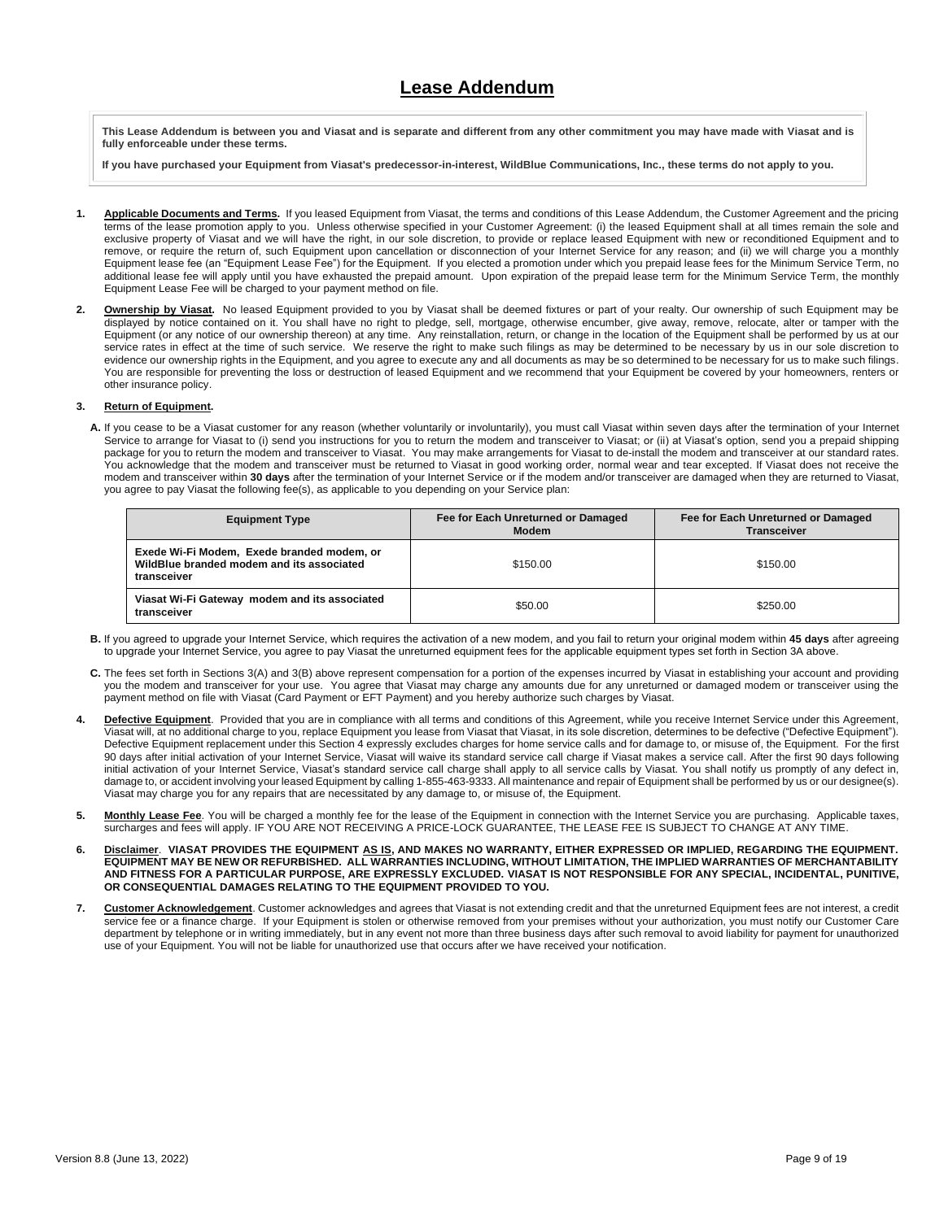# Lease Addendum

**This Lease Addendum is between you and Viasat and is separate and different from any other commitment you may have made with Viasat and is fully enforceable under these terms.**

**If you have purchased your Equipment from Viasat's predecessor-in-interest, WildBlue Communications, Inc., these terms do not apply to you.**

1. **Applicable Documents and Terms.** If you leased Equipment from Viasat, the terms and conditions of this Lease Addendum, the Customer Agreement and the pricing terms of the lease promotion apply to you. Unless otherwise specified in your Customer Agreement: (i) the leased Equipment shall at all times remain the sole and exclusive property of Viasat and we will have the right, in our sole discretion, to provide or replace leased Equipment with new or reconditioned Equipment and to remove, or require the return of, such Equipment upon cancellation or disconnection of your Internet Service for any reason; and (ii) we will charge you a monthly Equipment lease fee (an "Equipment Lease Fee") for the Equipment. If you elected a promotion under which you prepaid lease fees for the Minimum Service Term, no additional lease fee will apply until you have exhausted the prepaid amount. Upon expiration of the prepaid lease term for the Minimum Service Term, the monthly Equipment Lease Fee will be charged to your payment method on file.

2. **Ownership by Viasat.** No leased Equipment provided to you by Viasat shall be deemed fixtures or part of your realty. Our ownership of such Equipment may be displayed by notice contained on it. You shall have no right to pledge, sell, mortgage, otherwise encumber, give away, remove, relocate, alter or tamper with the Equipment (or any notice of our ownership thereon) at any time. Any reinstallation, return, or change in the location of the Equipment shall be performed by us at our service rates in effect at the time of such service. We reserve the right to make such filings as may be determined to be necessary by us in our sole discretion to evidence our ownership rights in the Equipment, and you agree to execute any and all documents as may be so determined to be necessary for us to make such filings. You are responsible for preventing the loss or destruction of leased Equipment and we recommend that your Equipment be covered by your homeowners, renters or other insurance policy.

3. **Return of Equipment.**

   **A.** If you cease to be a Viasat customer for any reason (whether voluntarily or involuntarily), you must call Viasat within seven days after the termination of your Internet Service to arrange for Viasat to (i) send you instructions for you to return the modem and transceiver to Viasat; or (ii) at Viasat's option, send you a prepaid shipping package for you to return the modem and transceiver to Viasat. You may make arrangements for Viasat to de-install the modem and transceiver at our standard rates. You acknowledge that the modem and transceiver must be returned to Viasat in good working order, normal wear and tear excepted. If Viasat does not receive the modem and transceiver within **30 days** after the termination of your Internet Service or if the modem and/or transceiver are damaged when they are returned to Viasat, you agree to pay Viasat the following fee(s), as applicable to you depending on your Service plan:

   | Equipment Type | Fee for Each Unreturned or Damaged Modem | Fee for Each Unreturned or Damaged Transceiver |
   |---|---|---|
   | Exede Wi-Fi Modem, Exede branded modem, or WildBlue branded modem and its associated transceiver | $150.00 | $150.00 |
   | Viasat Wi-Fi Gateway modem and its associated transceiver | $50.00 | $250.00 |

   **B.** If you agreed to upgrade your Internet Service, which requires the activation of a new modem, and you fail to return your original modem within **45 days** after agreeing to upgrade your Internet Service, you agree to pay Viasat the unreturned equipment fees for the applicable equipment types set forth in Section 3A above.

   **C.** The fees set forth in Sections 3(A) and 3(B) above represent compensation for a portion of the expenses incurred by Viasat in establishing your account and providing you the modem and transceiver for your use. You agree that Viasat may charge any amounts due for any unreturned or damaged modem or transceiver using the payment method on file with Viasat (Card Payment or EFT Payment) and you hereby authorize such charges by Viasat.

4. **Defective Equipment**. Provided that you are in compliance with all terms and conditions of this Agreement, while you receive Internet Service under this Agreement, Viasat will, at no additional charge to you, replace Equipment you lease from Viasat that Viasat, in its sole discretion, determines to be defective ("Defective Equipment"). Defective Equipment replacement under this Section 4 expressly excludes charges for home service calls and for damage to, or misuse of, the Equipment. For the first 90 days after initial activation of your Internet Service, Viasat will waive its standard service call charge if Viasat makes a service call. After the first 90 days following initial activation of your Internet Service, Viasat's standard service call charge shall apply to all service calls by Viasat. You shall notify us promptly of any defect in, damage to, or accident involving your leased Equipment by calling 1-855-463-9333. All maintenance and repair of Equipment shall be performed by us or our designee(s). Viasat may charge you for any repairs that are necessitated by any damage to, or misuse of, the Equipment.

5. **Monthly Lease Fee**. You will be charged a monthly fee for the lease of the Equipment in connection with the Internet Service you are purchasing. Applicable taxes, surcharges and fees will apply. IF YOU ARE NOT RECEIVING A PRICE-LOCK GUARANTEE, THE LEASE FEE IS SUBJECT TO CHANGE AT ANY TIME.

6. **Disclaimer**. **VIASAT PROVIDES THE EQUIPMENT AS IS, AND MAKES NO WARRANTY, EITHER EXPRESSED OR IMPLIED, REGARDING THE EQUIPMENT. EQUIPMENT MAY BE NEW OR REFURBISHED. ALL WARRANTIES INCLUDING, WITHOUT LIMITATION, THE IMPLIED WARRANTIES OF MERCHANTABILITY AND FITNESS FOR A PARTICULAR PURPOSE, ARE EXPRESSLY EXCLUDED. VIASAT IS NOT RESPONSIBLE FOR ANY SPECIAL, INCIDENTAL, PUNITIVE, OR CONSEQUENTIAL DAMAGES RELATING TO THE EQUIPMENT PROVIDED TO YOU.**

7. **Customer Acknowledgement**. Customer acknowledges and agrees that Viasat is not extending credit and that the unreturned Equipment fees are not interest, a credit service fee or a finance charge. If your Equipment is stolen or otherwise removed from your premises without your authorization, you must notify our Customer Care department by telephone or in writing immediately, but in any event not more than three business days after such removal to avoid liability for payment for unauthorized use of your Equipment. You will not be liable for unauthorized use that occurs after we have received your notification.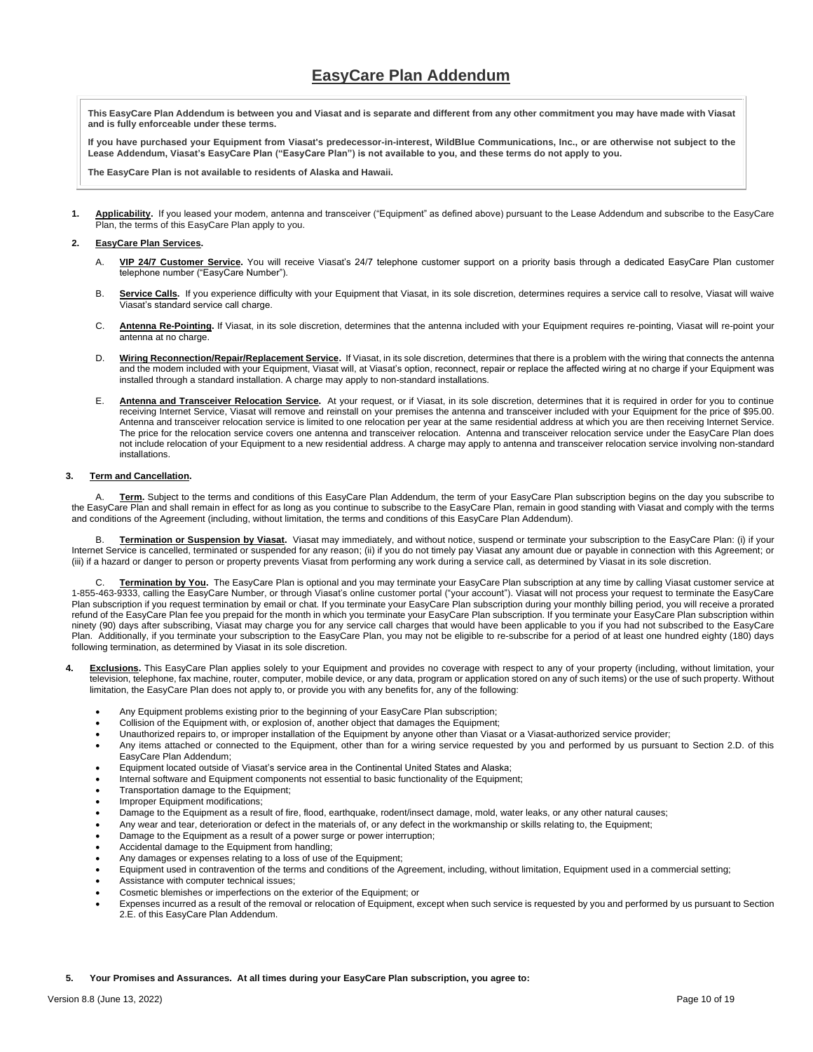# EasyCare Plan Addendum

**This EasyCare Plan Addendum is between you and Viasat and is separate and different from any other commitment you may have made with Viasat and is fully enforceable under these terms.**

**If you have purchased your Equipment from Viasat's predecessor-in-interest, WildBlue Communications, Inc., or are otherwise not subject to the Lease Addendum, Viasat's EasyCare Plan ("EasyCare Plan") is not available to you, and these terms do not apply to you.**

**The EasyCare Plan is not available to residents of Alaska and Hawaii.**

1. **Applicability.** If you leased your modem, antenna and transceiver ("Equipment" as defined above) pursuant to the Lease Addendum and subscribe to the EasyCare Plan, the terms of this EasyCare Plan apply to you.

2. **EasyCare Plan Services.**

   A. **VIP 24/7 Customer Service.** You will receive Viasat's 24/7 telephone customer support on a priority basis through a dedicated EasyCare Plan customer telephone number ("EasyCare Number").

   B. **Service Calls.** If you experience difficulty with your Equipment that Viasat, in its sole discretion, determines requires a service call to resolve, Viasat will waive Viasat's standard service call charge.

   C. **Antenna Re-Pointing.** If Viasat, in its sole discretion, determines that the antenna included with your Equipment requires re-pointing, Viasat will re-point your antenna at no charge.

   D. **Wiring Reconnection/Repair/Replacement Service.** If Viasat, in its sole discretion, determines that there is a problem with the wiring that connects the antenna and the modem included with your Equipment, Viasat will, at Viasat's option, reconnect, repair or replace the affected wiring at no charge if your Equipment was installed through a standard installation. A charge may apply to non-standard installations.

   E. **Antenna and Transceiver Relocation Service.** At your request, or if Viasat, in its sole discretion, determines that it is required in order for you to continue receiving Internet Service, Viasat will remove and reinstall on your premises the antenna and transceiver included with your Equipment for the price of $95.00. Antenna and transceiver relocation service is limited to one relocation per year at the same residential address at which you are then receiving Internet Service. The price for the relocation service covers one antenna and transceiver relocation. Antenna and transceiver relocation service under the EasyCare Plan does not include relocation of your Equipment to a new residential address. A charge may apply to antenna and transceiver relocation service involving non-standard installations.

3. **Term and Cancellation.**

   A. **Term.** Subject to the terms and conditions of this EasyCare Plan Addendum, the term of your EasyCare Plan subscription begins on the day you subscribe to the EasyCare Plan and shall remain in effect for as long as you continue to subscribe to the EasyCare Plan, remain in good standing with Viasat and comply with the terms and conditions of the Agreement (including, without limitation, the terms and conditions of this EasyCare Plan Addendum).

   B. **Termination or Suspension by Viasat.** Viasat may immediately, and without notice, suspend or terminate your subscription to the EasyCare Plan: (i) if your Internet Service is cancelled, terminated or suspended for any reason; (ii) if you do not timely pay Viasat any amount due or payable in connection with this Agreement; or (iii) if a hazard or danger to person or property prevents Viasat from performing any work during a service call, as determined by Viasat in its sole discretion.

   C. **Termination by You.** The EasyCare Plan is optional and you may terminate your EasyCare Plan subscription at any time by calling Viasat customer service at 1-855-463-9333, calling the EasyCare Number, or through Viasat's online customer portal ("your account"). Viasat will not process your request to terminate the EasyCare Plan subscription if you request termination by email or chat. If you terminate your EasyCare Plan subscription during your monthly billing period, you will receive a prorated refund of the EasyCare Plan fee you prepaid for the month in which you terminate your EasyCare Plan subscription. If you terminate your EasyCare Plan subscription within ninety (90) days after subscribing, Viasat may charge you for any service call charges that would have been applicable to you if you had not subscribed to the EasyCare Plan. Additionally, if you terminate your subscription to the EasyCare Plan, you may not be eligible to re-subscribe for a period of at least one hundred eighty (180) days following termination, as determined by Viasat in its sole discretion.

4. **Exclusions.** This EasyCare Plan applies solely to your Equipment and provides no coverage with respect to any of your property (including, without limitation, your television, telephone, fax machine, router, computer, mobile device, or any data, program or application stored on any of such items) or the use of such property. Without limitation, the EasyCare Plan does not apply to, or provide you with any benefits for, any of the following:

   - Any Equipment problems existing prior to the beginning of your EasyCare Plan subscription;
   - Collision of the Equipment with, or explosion of, another object that damages the Equipment;
   - Unauthorized repairs to, or improper installation of the Equipment by anyone other than Viasat or a Viasat-authorized service provider;
   - Any items attached or connected to the Equipment, other than for a wiring service requested by you and performed by us pursuant to Section 2.D. of this EasyCare Plan Addendum;
   - Equipment located outside of Viasat's service area in the Continental United States and Alaska;
   - Internal software and Equipment components not essential to basic functionality of the Equipment;
   - Transportation damage to the Equipment;
   - Improper Equipment modifications;
   - Damage to the Equipment as a result of fire, flood, earthquake, rodent/insect damage, mold, water leaks, or any other natural causes;
   - Any wear and tear, deterioration or defect in the materials of, or any defect in the workmanship or skills relating to, the Equipment;
   - Damage to the Equipment as a result of a power surge or power interruption;
   - Accidental damage to the Equipment from handling;
   - Any damages or expenses relating to a loss of use of the Equipment;
   - Equipment used in contravention of the terms and conditions of the Agreement, including, without limitation, Equipment used in a commercial setting;
   - Assistance with computer technical issues;
   - Cosmetic blemishes or imperfections on the exterior of the Equipment; or
   - Expenses incurred as a result of the removal or relocation of Equipment, except when such service is requested by you and performed by us pursuant to Section 2.E. of this EasyCare Plan Addendum.

5. **Your Promises and Assurances. At all times during your EasyCare Plan subscription, you agree to:**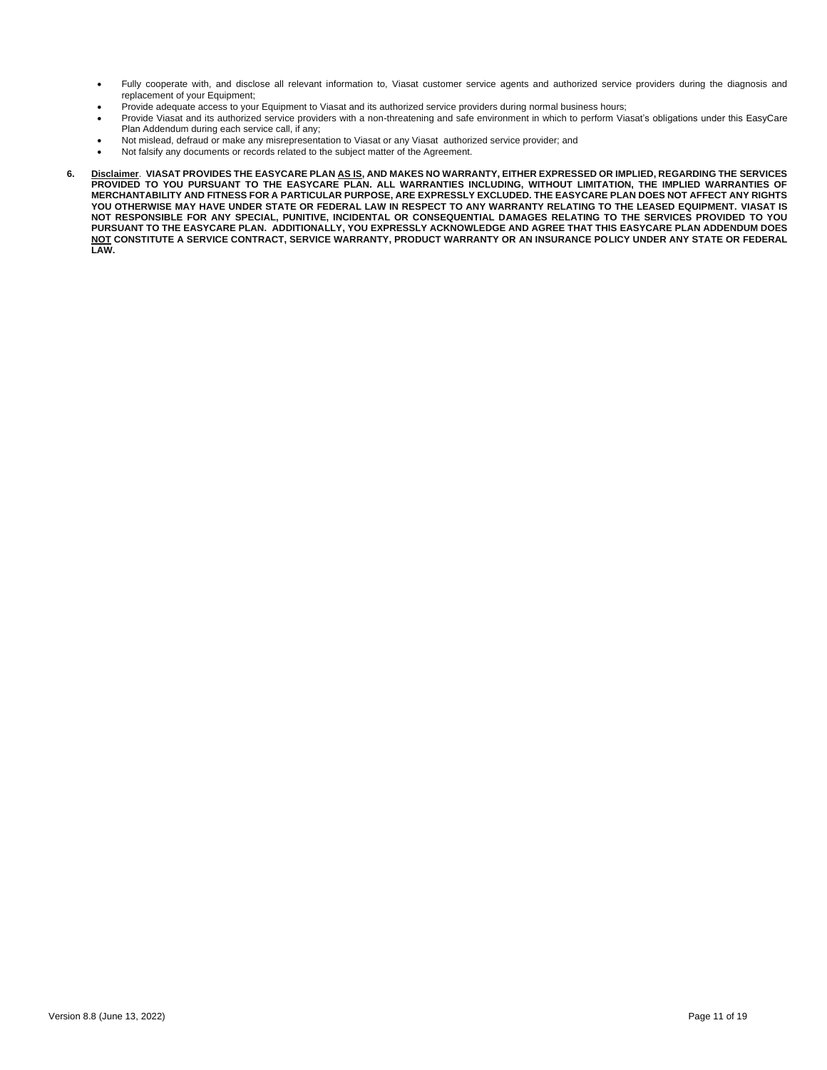- Fully cooperate with, and disclose all relevant information to, Viasat customer service agents and authorized service providers during the diagnosis and replacement of your Equipment;
- Provide adequate access to your Equipment to Viasat and its authorized service providers during normal business hours;
- Provide Viasat and its authorized service providers with a non-threatening and safe environment in which to perform Viasat's obligations under this EasyCare Plan Addendum during each service call, if any;
- Not mislead, defraud or make any misrepresentation to Viasat or any Viasat authorized service provider; and
- Not falsify any documents or records related to the subject matter of the Agreement.

6. **Disclaimer**. **VIASAT PROVIDES THE EASYCARE PLAN AS IS, AND MAKES NO WARRANTY, EITHER EXPRESSED OR IMPLIED, REGARDING THE SERVICES PROVIDED TO YOU PURSUANT TO THE EASYCARE PLAN. ALL WARRANTIES INCLUDING, WITHOUT LIMITATION, THE IMPLIED WARRANTIES OF MERCHANTABILITY AND FITNESS FOR A PARTICULAR PURPOSE, ARE EXPRESSLY EXCLUDED. THE EASYCARE PLAN DOES NOT AFFECT ANY RIGHTS YOU OTHERWISE MAY HAVE UNDER STATE OR FEDERAL LAW IN RESPECT TO ANY WARRANTY RELATING TO THE LEASED EQUIPMENT. VIASAT IS NOT RESPONSIBLE FOR ANY SPECIAL, PUNITIVE, INCIDENTAL OR CONSEQUENTIAL DAMAGES RELATING TO THE SERVICES PROVIDED TO YOU PURSUANT TO THE EASYCARE PLAN. ADDITIONALLY, YOU EXPRESSLY ACKNOWLEDGE AND AGREE THAT THIS EASYCARE PLAN ADDENDUM DOES NOT CONSTITUTE A SERVICE CONTRACT, SERVICE WARRANTY, PRODUCT WARRANTY OR AN INSURANCE POLICY UNDER ANY STATE OR FEDERAL LAW.**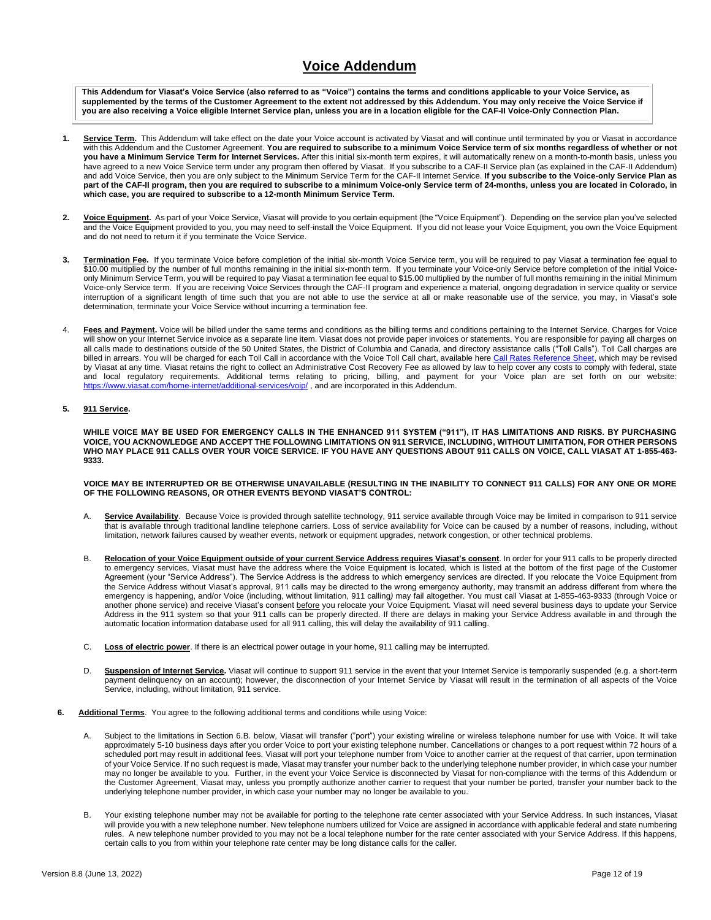# Voice Addendum

**This Addendum for Viasat's Voice Service (also referred to as "Voice") contains the terms and conditions applicable to your Voice Service, as supplemented by the terms of the Customer Agreement to the extent not addressed by this Addendum. You may only receive the Voice Service if you are also receiving a Voice eligible Internet Service plan, unless you are in a location eligible for the CAF-II Voice-Only Connection Plan.**

1. **Service Term.** This Addendum will take effect on the date your Voice account is activated by Viasat and will continue until terminated by you or Viasat in accordance with this Addendum and the Customer Agreement. **You are required to subscribe to a minimum Voice Service term of six months regardless of whether or not you have a Minimum Service Term for Internet Services.** After this initial six-month term expires, it will automatically renew on a month-to-month basis, unless you have agreed to a new Voice Service term under any program then offered by Viasat. If you subscribe to a CAF-II Service plan (as explained in the CAF-II Addendum) and add Voice Service, then you are only subject to the Minimum Service Term for the CAF-II Internet Service. **If you subscribe to the Voice-only Service Plan as part of the CAF-II program, then you are required to subscribe to a minimum Voice-only Service term of 24-months, unless you are located in Colorado, in which case, you are required to subscribe to a 12-month Minimum Service Term.**

2. **Voice Equipment.** As part of your Voice Service, Viasat will provide to you certain equipment (the "Voice Equipment"). Depending on the service plan you've selected and the Voice Equipment provided to you, you may need to self-install the Voice Equipment. If you did not lease your Voice Equipment, you own the Voice Equipment and do not need to return it if you terminate the Voice Service.

3. **Termination Fee.** If you terminate Voice before completion of the initial six-month Voice Service term, you will be required to pay Viasat a termination fee equal to $10.00 multiplied by the number of full months remaining in the initial six-month term. If you terminate your Voice-only Service before completion of the initial Voice-only Minimum Service Term, you will be required to pay Viasat a termination fee equal to $15.00 multiplied by the number of full months remaining in the initial Minimum Voice-only Service term. If you are receiving Voice Services through the CAF-II program and experience a material, ongoing degradation in service quality or service interruption of a significant length of time such that you are not able to use the service at all or make reasonable use of the service, you may, in Viasat's sole determination, terminate your Voice Service without incurring a termination fee.

4. **Fees and Payment.** Voice will be billed under the same terms and conditions as the billing terms and conditions pertaining to the Internet Service. Charges for Voice will show on your Internet Service invoice as a separate line item. Viasat does not provide paper invoices or statements. You are responsible for paying all charges on all calls made to destinations outside of the 50 United States, the District of Columbia and Canada, and directory assistance calls ("Toll Calls"). Toll Call charges are billed in arrears. You will be charged for each Toll Call in accordance with the Voice Toll Call chart, available here Call Rates Reference Sheet, which may be revised by Viasat at any time. Viasat retains the right to collect an Administrative Cost Recovery Fee as allowed by law to help cover any costs to comply with federal, state and local regulatory requirements. Additional terms relating to pricing, billing, and payment for your Voice plan are set forth on our website: https://www.viasat.com/home-internet/additional-services/voip/ , and are incorporated in this Addendum.

5. **911 Service.**

   **WHILE VOICE MAY BE USED FOR EMERGENCY CALLS IN THE ENHANCED 911 SYSTEM ("911"), IT HAS LIMITATIONS AND RISKS. BY PURCHASING VOICE, YOU ACKNOWLEDGE AND ACCEPT THE FOLLOWING LIMITATIONS ON 911 SERVICE, INCLUDING, WITHOUT LIMITATION, FOR OTHER PERSONS WHO MAY PLACE 911 CALLS OVER YOUR VOICE SERVICE. IF YOU HAVE ANY QUESTIONS ABOUT 911 CALLS ON VOICE, CALL VIASAT AT 1-855-463-9333.**

   **VOICE MAY BE INTERRUPTED OR BE OTHERWISE UNAVAILABLE (RESULTING IN THE INABILITY TO CONNECT 911 CALLS) FOR ANY ONE OR MORE OF THE FOLLOWING REASONS, OR OTHER EVENTS BEYOND VIASAT'S CONTROL:**

   A. **Service Availability**. Because Voice is provided through satellite technology, 911 service available through Voice may be limited in comparison to 911 service that is available through traditional landline telephone carriers. Loss of service availability for Voice can be caused by a number of reasons, including, without limitation, network failures caused by weather events, network or equipment upgrades, network congestion, or other technical problems.

   B. **Relocation of your Voice Equipment outside of your current Service Address requires Viasat's consent**. In order for your 911 calls to be properly directed to emergency services, Viasat must have the address where the Voice Equipment is located, which is listed at the bottom of the first page of the Customer Agreement (your "Service Address"). The Service Address is the address to which emergency services are directed. If you relocate the Voice Equipment from the Service Address without Viasat's approval, 911 calls may be directed to the wrong emergency authority, may transmit an address different from where the emergency is happening, and/or Voice (including, without limitation, 911 calling) may fail altogether. You must call Viasat at 1-855-463-9333 (through Voice or another phone service) and receive Viasat's consent before you relocate your Voice Equipment. Viasat will need several business days to update your Service Address in the 911 system so that your 911 calls can be properly directed. If there are delays in making your Service Address available in and through the automatic location information database used for all 911 calling, this will delay the availability of 911 calling.

   C. **Loss of electric power**. If there is an electrical power outage in your home, 911 calling may be interrupted.

   D. **Suspension of Internet Service.** Viasat will continue to support 911 service in the event that your Internet Service is temporarily suspended (e.g. a short-term payment delinquency on an account); however, the disconnection of your Internet Service by Viasat will result in the termination of all aspects of the Voice Service, including, without limitation, 911 service.

6. **Additional Terms**. You agree to the following additional terms and conditions while using Voice:

   A. Subject to the limitations in Section 6.B. below, Viasat will transfer ("port") your existing wireline or wireless telephone number for use with Voice. It will take approximately 5-10 business days after you order Voice to port your existing telephone number. Cancellations or changes to a port request within 72 hours of a scheduled port may result in additional fees. Viasat will port your telephone number from Voice to another carrier at the request of that carrier, upon termination of your Voice Service. If no such request is made, Viasat may transfer your number back to the underlying telephone number provider, in which case your number may no longer be available to you. Further, in the event your Voice Service is disconnected by Viasat for non-compliance with the terms of this Addendum or the Customer Agreement, Viasat may, unless you promptly authorize another carrier to request that your number be ported, transfer your number back to the underlying telephone number provider, in which case your number may no longer be available to you.

   B. Your existing telephone number may not be available for porting to the telephone rate center associated with your Service Address. In such instances, Viasat will provide you with a new telephone number. New telephone numbers utilized for Voice are assigned in accordance with applicable federal and state numbering rules. A new telephone number provided to you may not be a local telephone number for the rate center associated with your Service Address. If this happens, certain calls to you from within your telephone rate center may be long distance calls for the caller.

Version 8.8 (June 13, 2022)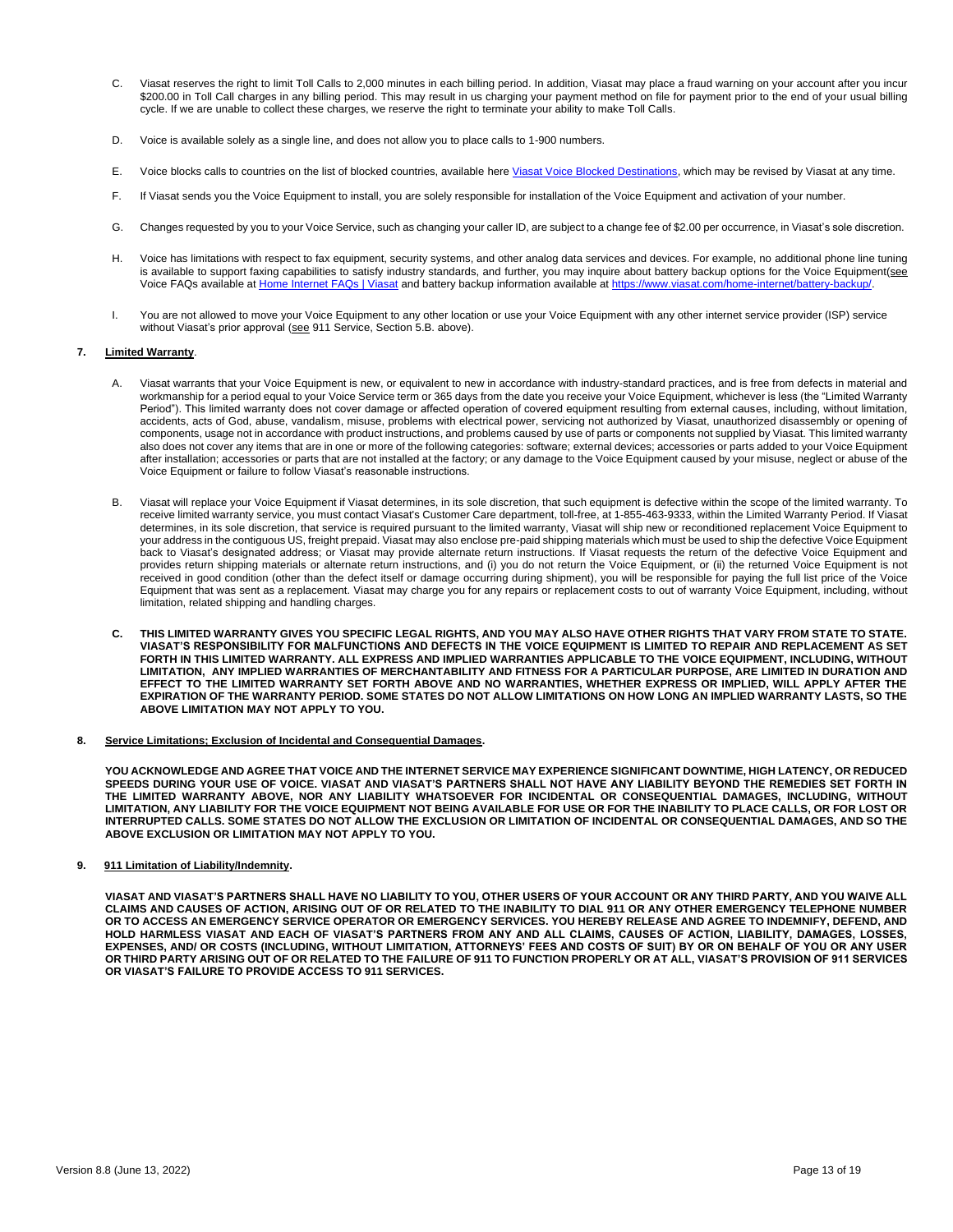C. Viasat reserves the right to limit Toll Calls to 2,000 minutes in each billing period. In addition, Viasat may place a fraud warning on your account after you incur $200.00 in Toll Call charges in any billing period. This may result in us charging your payment method on file for payment prior to the end of your usual billing cycle. If we are unable to collect these charges, we reserve the right to terminate your ability to make Toll Calls.

D. Voice is available solely as a single line, and does not allow you to place calls to 1-900 numbers.

E. Voice blocks calls to countries on the list of blocked countries, available here [Viasat Voice Blocked Destinations](), which may be revised by Viasat at any time.

F. If Viasat sends you the Voice Equipment to install, you are solely responsible for installation of the Voice Equipment and activation of your number.

G. Changes requested by you to your Voice Service, such as changing your caller ID, are subject to a change fee of $2.00 per occurrence, in Viasat's sole discretion.

H. Voice has limitations with respect to fax equipment, security systems, and other analog data services and devices. For example, no additional phone line tuning is available to support faxing capabilities to satisfy industry standards, and further, you may inquire about battery backup options for the Voice Equipment(<u>see</u> Voice FAQs available at [Home Internet FAQs | Viasat]() and battery backup information available at https://www.viasat.com/home-internet/battery-backup/.

I. You are not allowed to move your Voice Equipment to any other location or use your Voice Equipment with any other internet service provider (ISP) service without Viasat's prior approval (<u>see</u> 911 Service, Section 5.B. above).

**7. <u>Limited Warranty</u>.**

A. Viasat warrants that your Voice Equipment is new, or equivalent to new in accordance with industry-standard practices, and is free from defects in material and workmanship for a period equal to your Voice Service term or 365 days from the date you receive your Voice Equipment, whichever is less (the "Limited Warranty Period"). This limited warranty does not cover damage or affected operation of covered equipment resulting from external causes, including, without limitation, accidents, acts of God, abuse, vandalism, misuse, problems with electrical power, servicing not authorized by Viasat, unauthorized disassembly or opening of components, usage not in accordance with product instructions, and problems caused by use of parts or components not supplied by Viasat. This limited warranty also does not cover any items that are in one or more of the following categories: software; external devices; accessories or parts added to your Voice Equipment after installation; accessories or parts that are not installed at the factory; or any damage to the Voice Equipment caused by your misuse, neglect or abuse of the Voice Equipment or failure to follow Viasat's reasonable instructions.

B. Viasat will replace your Voice Equipment if Viasat determines, in its sole discretion, that such equipment is defective within the scope of the limited warranty. To receive limited warranty service, you must contact Viasat's Customer Care department, toll-free, at 1-855-463-9333, within the Limited Warranty Period. If Viasat determines, in its sole discretion, that service is required pursuant to the limited warranty, Viasat will ship new or reconditioned replacement Voice Equipment to your address in the contiguous US, freight prepaid. Viasat may also enclose pre-paid shipping materials which must be used to ship the defective Voice Equipment back to Viasat's designated address; or Viasat may provide alternate return instructions. If Viasat requests the return of the defective Voice Equipment and provides return shipping materials or alternate return instructions, and (i) you do not return the Voice Equipment, or (ii) the returned Voice Equipment is not received in good condition (other than the defect itself or damage occurring during shipment), you will be responsible for paying the full list price of the Voice Equipment that was sent as a replacement. Viasat may charge you for any repairs or replacement costs to out of warranty Voice Equipment, including, without limitation, related shipping and handling charges.

**C. THIS LIMITED WARRANTY GIVES YOU SPECIFIC LEGAL RIGHTS, AND YOU MAY ALSO HAVE OTHER RIGHTS THAT VARY FROM STATE TO STATE. VIASAT'S RESPONSIBILITY FOR MALFUNCTIONS AND DEFECTS IN THE VOICE EQUIPMENT IS LIMITED TO REPAIR AND REPLACEMENT AS SET FORTH IN THIS LIMITED WARRANTY. ALL EXPRESS AND IMPLIED WARRANTIES APPLICABLE TO THE VOICE EQUIPMENT, INCLUDING, WITHOUT LIMITATION, ANY IMPLIED WARRANTIES OF MERCHANTABILITY AND FITNESS FOR A PARTICULAR PURPOSE, ARE LIMITED IN DURATION AND EFFECT TO THE LIMITED WARRANTY SET FORTH ABOVE AND NO WARRANTIES, WHETHER EXPRESS OR IMPLIED, WILL APPLY AFTER THE EXPIRATION OF THE WARRANTY PERIOD. SOME STATES DO NOT ALLOW LIMITATIONS ON HOW LONG AN IMPLIED WARRANTY LASTS, SO THE ABOVE LIMITATION MAY NOT APPLY TO YOU.**

**8. <u>Service Limitations; Exclusion of Incidental and Consequential Damages</u>.**

**YOU ACKNOWLEDGE AND AGREE THAT VOICE AND THE INTERNET SERVICE MAY EXPERIENCE SIGNIFICANT DOWNTIME, HIGH LATENCY, OR REDUCED SPEEDS DURING YOUR USE OF VOICE. VIASAT AND VIASAT'S PARTNERS SHALL NOT HAVE ANY LIABILITY BEYOND THE REMEDIES SET FORTH IN THE LIMITED WARRANTY ABOVE, NOR ANY LIABILITY WHATSOEVER FOR INCIDENTAL OR CONSEQUENTIAL DAMAGES, INCLUDING, WITHOUT LIMITATION, ANY LIABILITY FOR THE VOICE EQUIPMENT NOT BEING AVAILABLE FOR USE OR FOR THE INABILITY TO PLACE CALLS, OR FOR LOST OR INTERRUPTED CALLS. SOME STATES DO NOT ALLOW THE EXCLUSION OR LIMITATION OF INCIDENTAL OR CONSEQUENTIAL DAMAGES, AND SO THE ABOVE EXCLUSION OR LIMITATION MAY NOT APPLY TO YOU.**

**9. <u>911 Limitation of Liability/Indemnity</u>.**

**VIASAT AND VIASAT'S PARTNERS SHALL HAVE NO LIABILITY TO YOU, OTHER USERS OF YOUR ACCOUNT OR ANY THIRD PARTY, AND YOU WAIVE ALL CLAIMS AND CAUSES OF ACTION, ARISING OUT OF OR RELATED TO THE INABILITY TO DIAL 911 OR ANY OTHER EMERGENCY TELEPHONE NUMBER OR TO ACCESS AN EMERGENCY SERVICE OPERATOR OR EMERGENCY SERVICES. YOU HEREBY RELEASE AND AGREE TO INDEMNIFY, DEFEND, AND HOLD HARMLESS VIASAT AND EACH OF VIASAT'S PARTNERS FROM ANY AND ALL CLAIMS, CAUSES OF ACTION, LIABILITY, DAMAGES, LOSSES, EXPENSES, AND/ OR COSTS (INCLUDING, WITHOUT LIMITATION, ATTORNEYS' FEES AND COSTS OF SUIT) BY OR ON BEHALF OF YOU OR ANY USER OR THIRD PARTY ARISING OUT OF OR RELATED TO THE FAILURE OF 911 TO FUNCTION PROPERLY OR AT ALL, VIASAT'S PROVISION OF 911 SERVICES OR VIASAT'S FAILURE TO PROVIDE ACCESS TO 911 SERVICES.**

Version 8.8 (June 13, 2022)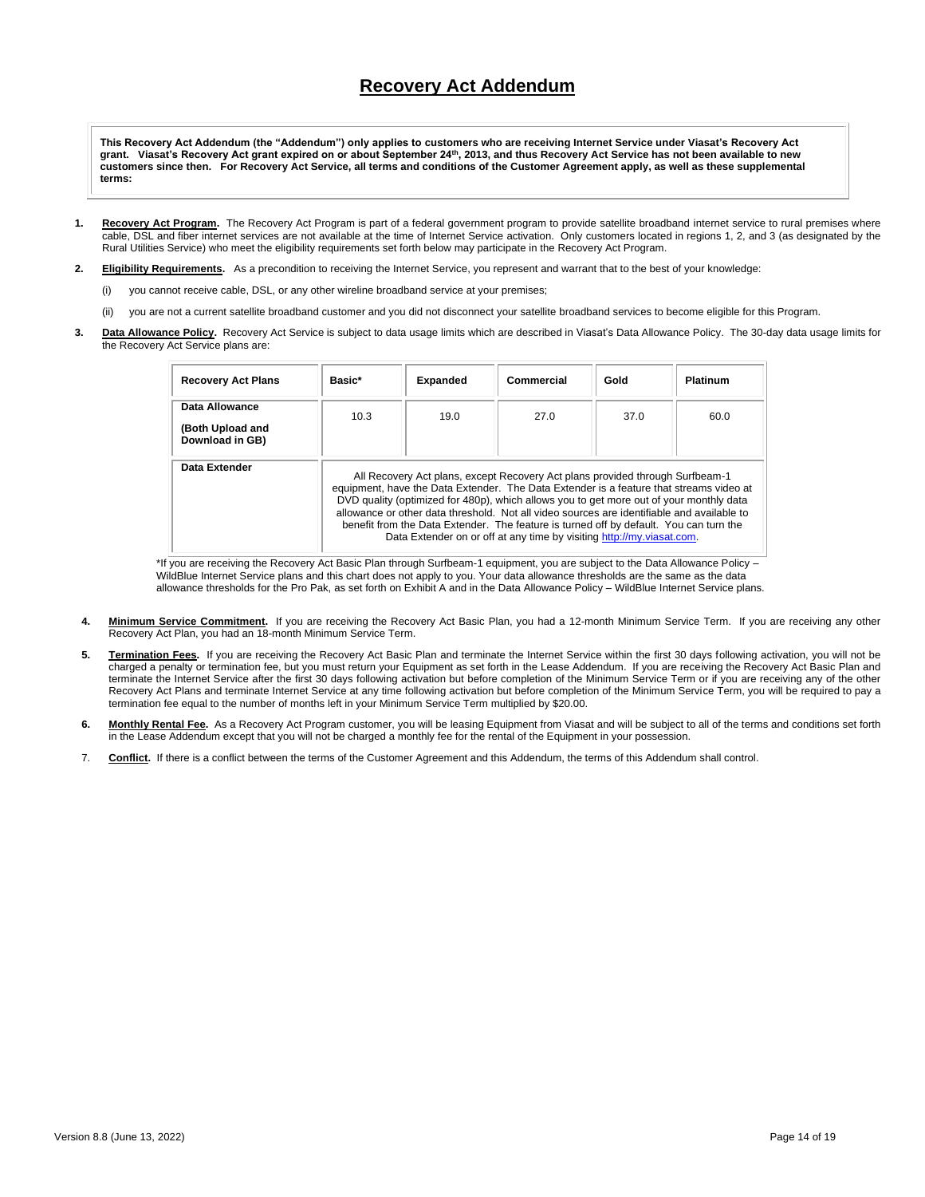# Recovery Act Addendum

**This Recovery Act Addendum (the "Addendum") only applies to customers who are receiving Internet Service under Viasat's Recovery Act grant. Viasat's Recovery Act grant expired on or about September 24th, 2013, and thus Recovery Act Service has not been available to new customers since then. For Recovery Act Service, all terms and conditions of the Customer Agreement apply, as well as these supplemental terms:**

1. **Recovery Act Program.** The Recovery Act Program is part of a federal government program to provide satellite broadband internet service to rural premises where cable, DSL and fiber internet services are not available at the time of Internet Service activation. Only customers located in regions 1, 2, and 3 (as designated by the Rural Utilities Service) who meet the eligibility requirements set forth below may participate in the Recovery Act Program.

2. **Eligibility Requirements.** As a precondition to receiving the Internet Service, you represent and warrant that to the best of your knowledge:

   (i) you cannot receive cable, DSL, or any other wireline broadband service at your premises;

   (ii) you are not a current satellite broadband customer and you did not disconnect your satellite broadband services to become eligible for this Program.

3. **Data Allowance Policy.** Recovery Act Service is subject to data usage limits which are described in Viasat's Data Allowance Policy. The 30-day data usage limits for the Recovery Act Service plans are:

| Recovery Act Plans | Basic* | Expanded | Commercial | Gold | Platinum |
|---|---|---|---|---|---|
| Data Allowance (Both Upload and Download in GB) | 10.3 | 19.0 | 27.0 | 37.0 | 60.0 |
| Data Extender | All Recovery Act plans, except Recovery Act plans provided through Surfbeam-1 equipment, have the Data Extender. The Data Extender is a feature that streams video at DVD quality (optimized for 480p), which allows you to get more out of your monthly data allowance or other data threshold. Not all video sources are identifiable and available to benefit from the Data Extender. The feature is turned off by default. You can turn the Data Extender on or off at any time by visiting http://my.viasat.com. | | | | |

\*If you are receiving the Recovery Act Basic Plan through Surfbeam-1 equipment, you are subject to the Data Allowance Policy – WildBlue Internet Service plans and this chart does not apply to you. Your data allowance thresholds are the same as the data allowance thresholds for the Pro Pak, as set forth on Exhibit A and in the Data Allowance Policy – WildBlue Internet Service plans.

4. **Minimum Service Commitment.** If you are receiving the Recovery Act Basic Plan, you had a 12-month Minimum Service Term. If you are receiving any other Recovery Act Plan, you had an 18-month Minimum Service Term.

5. **Termination Fees.** If you are receiving the Recovery Act Basic Plan and terminate the Internet Service within the first 30 days following activation, you will not be charged a penalty or termination fee, but you must return your Equipment as set forth in the Lease Addendum. If you are receiving the Recovery Act Basic Plan and terminate the Internet Service after the first 30 days following activation but before completion of the Minimum Service Term or if you are receiving any of the other Recovery Act Plans and terminate Internet Service at any time following activation but before completion of the Minimum Service Term, you will be required to pay a termination fee equal to the number of months left in your Minimum Service Term multiplied by $20.00.

6. **Monthly Rental Fee.** As a Recovery Act Program customer, you will be leasing Equipment from Viasat and will be subject to all of the terms and conditions set forth in the Lease Addendum except that you will not be charged a monthly fee for the rental of the Equipment in your possession.

7. **Conflict.** If there is a conflict between the terms of the Customer Agreement and this Addendum, the terms of this Addendum shall control.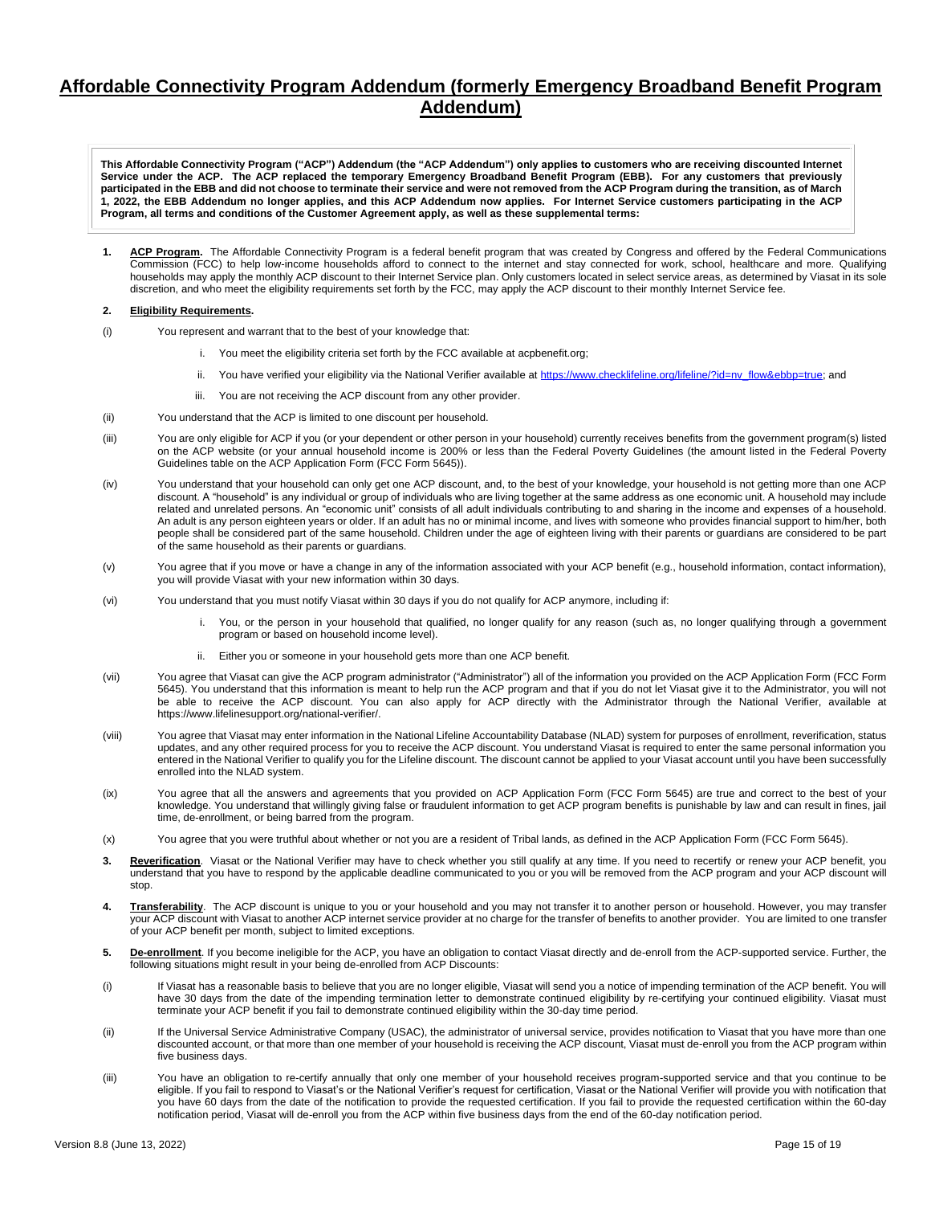# Affordable Connectivity Program Addendum (formerly Emergency Broadband Benefit Program Addendum)

**This Affordable Connectivity Program ("ACP") Addendum (the "ACP Addendum") only applies to customers who are receiving discounted Internet Service under the ACP. The ACP replaced the temporary Emergency Broadband Benefit Program (EBB). For any customers that previously participated in the EBB and did not choose to terminate their service and were not removed from the ACP Program during the transition, as of March 1, 2022, the EBB Addendum no longer applies, and this ACP Addendum now applies. For Internet Service customers participating in the ACP Program, all terms and conditions of the Customer Agreement apply, as well as these supplemental terms:**

**1. ACP Program.** The Affordable Connectivity Program is a federal benefit program that was created by Congress and offered by the Federal Communications Commission (FCC) to help low-income households afford to connect to the internet and stay connected for work, school, healthcare and more. Qualifying households may apply the monthly ACP discount to their Internet Service plan. Only customers located in select service areas, as determined by Viasat in its sole discretion, and who meet the eligibility requirements set forth by the FCC, may apply the ACP discount to their monthly Internet Service fee.

**2. Eligibility Requirements.**

(i) You represent and warrant that to the best of your knowledge that:

  i. You meet the eligibility criteria set forth by the FCC available at acpbenefit.org;

  ii. You have verified your eligibility via the National Verifier available at https://www.checklifeline.org/lifeline/?id=nv_flow&ebbp=true; and

  iii. You are not receiving the ACP discount from any other provider.

(ii) You understand that the ACP is limited to one discount per household.

(iii) You are only eligible for ACP if you (or your dependent or other person in your household) currently receives benefits from the government program(s) listed on the ACP website (or your annual household income is 200% or less than the Federal Poverty Guidelines (the amount listed in the Federal Poverty Guidelines table on the ACP Application Form (FCC Form 5645)).

(iv) You understand that your household can only get one ACP discount, and, to the best of your knowledge, your household is not getting more than one ACP discount. A "household" is any individual or group of individuals who are living together at the same address as one economic unit. A household may include related and unrelated persons. An "economic unit" consists of all adult individuals contributing to and sharing in the income and expenses of a household. An adult is any person eighteen years or older. If an adult has no or minimal income, and lives with someone who provides financial support to him/her, both people shall be considered part of the same household. Children under the age of eighteen living with their parents or guardians are considered to be part of the same household as their parents or guardians.

(v) You agree that if you move or have a change in any of the information associated with your ACP benefit (e.g., household information, contact information), you will provide Viasat with your new information within 30 days.

(vi) You understand that you must notify Viasat within 30 days if you do not qualify for ACP anymore, including if:

  i. You, or the person in your household that qualified, no longer qualify for any reason (such as, no longer qualifying through a government program or based on household income level).

  ii. Either you or someone in your household gets more than one ACP benefit.

(vii) You agree that Viasat can give the ACP program administrator ("Administrator") all of the information you provided on the ACP Application Form (FCC Form 5645). You understand that this information is meant to help run the ACP program and that if you do not let Viasat give it to the Administrator, you will not be able to receive the ACP discount. You can also apply for ACP directly with the Administrator through the National Verifier, available at https://www.lifelinesupport.org/national-verifier/.

(viii) You agree that Viasat may enter information in the National Lifeline Accountability Database (NLAD) system for purposes of enrollment, reverification, status updates, and any other required process for you to receive the ACP discount. You understand Viasat is required to enter the same personal information you entered in the National Verifier to qualify you for the Lifeline discount. The discount cannot be applied to your Viasat account until you have been successfully enrolled into the NLAD system.

(ix) You agree that all the answers and agreements that you provided on ACP Application Form (FCC Form 5645) are true and correct to the best of your knowledge. You understand that willingly giving false or fraudulent information to get ACP program benefits is punishable by law and can result in fines, jail time, de-enrollment, or being barred from the program.

(x) You agree that you were truthful about whether or not you are a resident of Tribal lands, as defined in the ACP Application Form (FCC Form 5645).

**3. Reverification**. Viasat or the National Verifier may have to check whether you still qualify at any time. If you need to recertify or renew your ACP benefit, you understand that you have to respond by the applicable deadline communicated to you or you will be removed from the ACP program and your ACP discount will stop.

**4. Transferability**. The ACP discount is unique to you or your household and you may not transfer it to another person or household. However, you may transfer your ACP discount with Viasat to another ACP internet service provider at no charge for the transfer of benefits to another provider. You are limited to one transfer of your ACP benefit per month, subject to limited exceptions.

**5. De-enrollment**. If you become ineligible for the ACP, you have an obligation to contact Viasat directly and de-enroll from the ACP-supported service. Further, the following situations might result in your being de-enrolled from ACP Discounts:

(i) If Viasat has a reasonable basis to believe that you are no longer eligible, Viasat will send you a notice of impending termination of the ACP benefit. You will have 30 days from the date of the impending termination letter to demonstrate continued eligibility by re-certifying your continued eligibility. Viasat must terminate your ACP benefit if you fail to demonstrate continued eligibility within the 30-day time period.

(ii) If the Universal Service Administrative Company (USAC), the administrator of universal service, provides notification to Viasat that you have more than one discounted account, or that more than one member of your household is receiving the ACP discount, Viasat must de-enroll you from the ACP program within five business days.

(iii) You have an obligation to re-certify annually that only one member of your household receives program-supported service and that you continue to be eligible. If you fail to respond to Viasat's or the National Verifier's request for certification, Viasat or the National Verifier will provide you with notification that you have 60 days from the date of the notification to provide the requested certification. If you fail to provide the requested certification within the 60-day notification period, Viasat will de-enroll you from the ACP within five business days from the end of the 60-day notification period.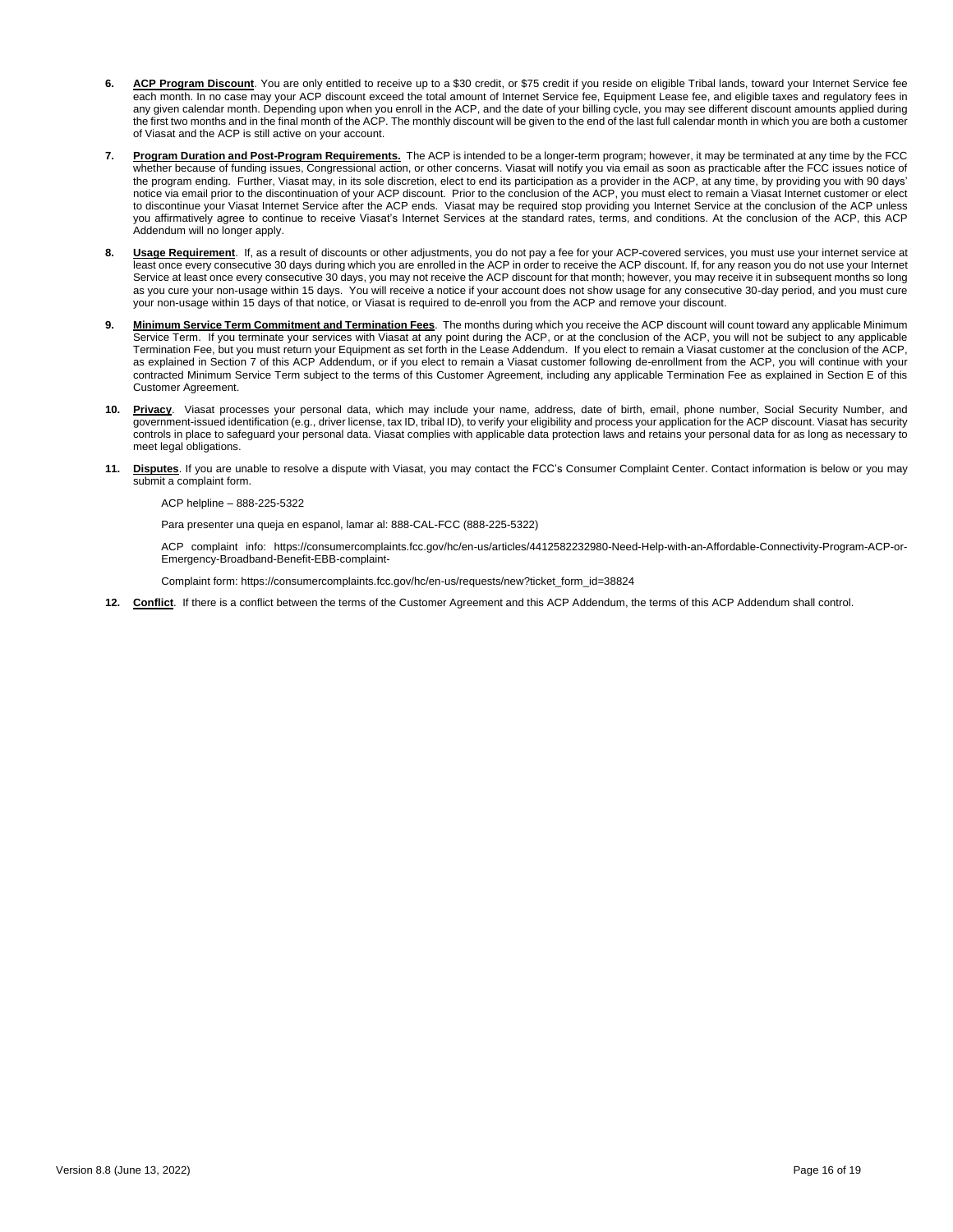6. **ACP Program Discount**. You are only entitled to receive up to a $30 credit, or $75 credit if you reside on eligible Tribal lands, toward your Internet Service fee each month. In no case may your ACP discount exceed the total amount of Internet Service fee, Equipment Lease fee, and eligible taxes and regulatory fees in any given calendar month. Depending upon when you enroll in the ACP, and the date of your billing cycle, you may see different discount amounts applied during the first two months and in the final month of the ACP. The monthly discount will be given to the end of the last full calendar month in which you are both a customer of Viasat and the ACP is still active on your account.

7. **Program Duration and Post-Program Requirements.** The ACP is intended to be a longer-term program; however, it may be terminated at any time by the FCC whether because of funding issues, Congressional action, or other concerns. Viasat will notify you via email as soon as practicable after the FCC issues notice of the program ending. Further, Viasat may, in its sole discretion, elect to end its participation as a provider in the ACP, at any time, by providing you with 90 days' notice via email prior to the discontinuation of your ACP discount. Prior to the conclusion of the ACP, you must elect to remain a Viasat Internet customer or elect to discontinue your Viasat Internet Service after the ACP ends. Viasat may be required stop providing you Internet Service at the conclusion of the ACP unless you affirmatively agree to continue to receive Viasat's Internet Services at the standard rates, terms, and conditions. At the conclusion of the ACP, this ACP Addendum will no longer apply.

8. **Usage Requirement**. If, as a result of discounts or other adjustments, you do not pay a fee for your ACP-covered services, you must use your internet service at least once every consecutive 30 days during which you are enrolled in the ACP in order to receive the ACP discount. If, for any reason you do not use your Internet Service at least once every consecutive 30 days, you may not receive the ACP discount for that month; however, you may receive it in subsequent months so long as you cure your non-usage within 15 days. You will receive a notice if your account does not show usage for any consecutive 30-day period, and you must cure your non-usage within 15 days of that notice, or Viasat is required to de-enroll you from the ACP and remove your discount.

9. **Minimum Service Term Commitment and Termination Fees**. The months during which you receive the ACP discount will count toward any applicable Minimum Service Term. If you terminate your services with Viasat at any point during the ACP, or at the conclusion of the ACP, you will not be subject to any applicable Termination Fee, but you must return your Equipment as set forth in the Lease Addendum. If you elect to remain a Viasat customer at the conclusion of the ACP, as explained in Section 7 of this ACP Addendum, or if you elect to remain a Viasat customer following de-enrollment from the ACP, you will continue with your contracted Minimum Service Term subject to the terms of this Customer Agreement, including any applicable Termination Fee as explained in Section E of this Customer Agreement.

10. **Privacy**. Viasat processes your personal data, which may include your name, address, date of birth, email, phone number, Social Security Number, and government-issued identification (e.g., driver license, tax ID, tribal ID), to verify your eligibility and process your application for the ACP discount. Viasat has security controls in place to safeguard your personal data. Viasat complies with applicable data protection laws and retains your personal data for as long as necessary to meet legal obligations.

11. **Disputes**. If you are unable to resolve a dispute with Viasat, you may contact the FCC's Consumer Complaint Center. Contact information is below or you may submit a complaint form.

    ACP helpline – 888-225-5322

    Para presenter una queja en espanol, lamar al: 888-CAL-FCC (888-225-5322)

    ACP complaint info: https://consumercomplaints.fcc.gov/hc/en-us/articles/4412582232980-Need-Help-with-an-Affordable-Connectivity-Program-ACP-or-Emergency-Broadband-Benefit-EBB-complaint-

    Complaint form: https://consumercomplaints.fcc.gov/hc/en-us/requests/new?ticket_form_id=38824

12. **Conflict**. If there is a conflict between the terms of the Customer Agreement and this ACP Addendum, the terms of this ACP Addendum shall control.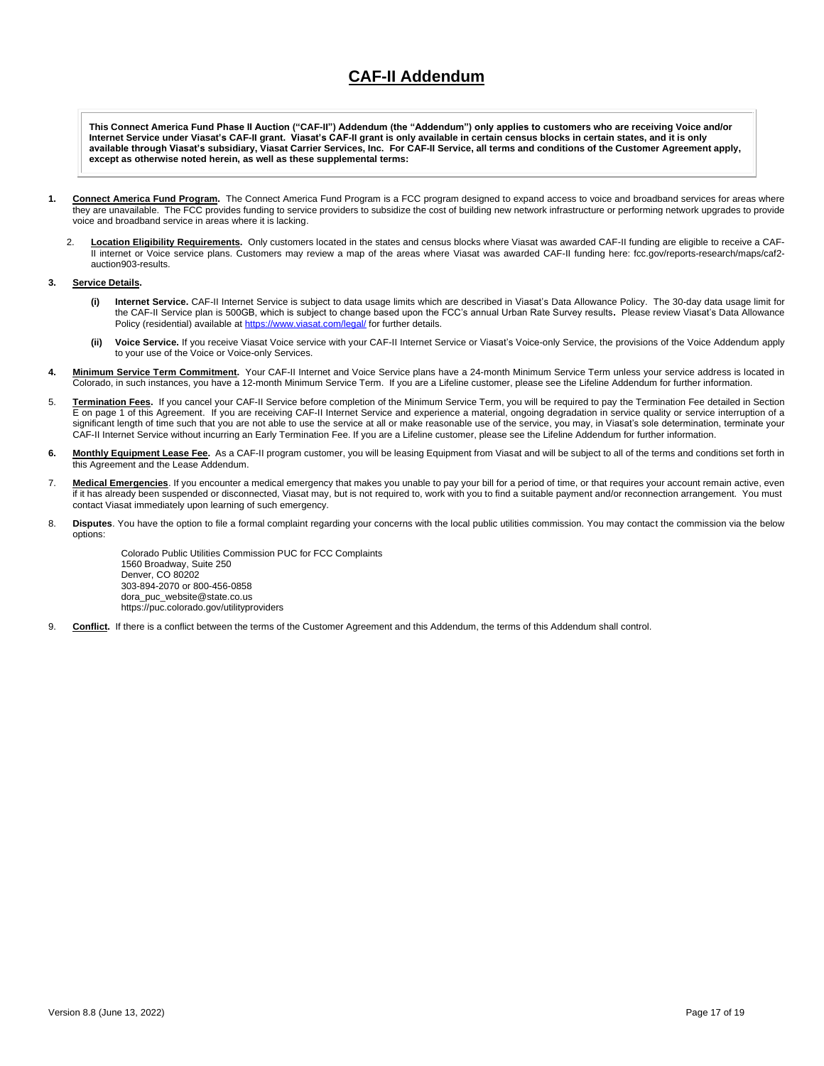# CAF-II Addendum

**This Connect America Fund Phase II Auction ("CAF-II") Addendum (the "Addendum") only applies to customers who are receiving Voice and/or Internet Service under Viasat's CAF-II grant. Viasat's CAF-II grant is only available in certain census blocks in certain states, and it is only available through Viasat's subsidiary, Viasat Carrier Services, Inc. For CAF-II Service, all terms and conditions of the Customer Agreement apply, except as otherwise noted herein, as well as these supplemental terms:**

1. **Connect America Fund Program.** The Connect America Fund Program is a FCC program designed to expand access to voice and broadband services for areas where they are unavailable. The FCC provides funding to service providers to subsidize the cost of building new network infrastructure or performing network upgrades to provide voice and broadband service in areas where it is lacking.

2. **Location Eligibility Requirements.** Only customers located in the states and census blocks where Viasat was awarded CAF-II funding are eligible to receive a CAF-II internet or Voice service plans. Customers may review a map of the areas where Viasat was awarded CAF-II funding here: fcc.gov/reports-research/maps/caf2-auction903-results.

3. **Service Details.**

   **(i) Internet Service.** CAF-II Internet Service is subject to data usage limits which are described in Viasat's Data Allowance Policy. The 30-day data usage limit for the CAF-II Service plan is 500GB, which is subject to change based upon the FCC's annual Urban Rate Survey results. Please review Viasat's Data Allowance Policy (residential) available at https://www.viasat.com/legal/ for further details.

   **(ii) Voice Service.** If you receive Viasat Voice service with your CAF-II Internet Service or Viasat's Voice-only Service, the provisions of the Voice Addendum apply to your use of the Voice or Voice-only Services.

4. **Minimum Service Term Commitment.** Your CAF-II Internet and Voice Service plans have a 24-month Minimum Service Term unless your service address is located in Colorado, in such instances, you have a 12-month Minimum Service Term. If you are a Lifeline customer, please see the Lifeline Addendum for further information.

5. **Termination Fees.** If you cancel your CAF-II Service before completion of the Minimum Service Term, you will be required to pay the Termination Fee detailed in Section E on page 1 of this Agreement. If you are receiving CAF-II Internet Service and experience a material, ongoing degradation in service quality or service interruption of a significant length of time such that you are not able to use the service at all or make reasonable use of the service, you may, in Viasat's sole determination, terminate your CAF-II Internet Service without incurring an Early Termination Fee. If you are a Lifeline customer, please see the Lifeline Addendum for further information.

6. **Monthly Equipment Lease Fee.** As a CAF-II program customer, you will be leasing Equipment from Viasat and will be subject to all of the terms and conditions set forth in this Agreement and the Lease Addendum.

7. **Medical Emergencies**. If you encounter a medical emergency that makes you unable to pay your bill for a period of time, or that requires your account remain active, even if it has already been suspended or disconnected, Viasat may, but is not required to, work with you to find a suitable payment and/or reconnection arrangement. You must contact Viasat immediately upon learning of such emergency.

8. **Disputes**. You have the option to file a formal complaint regarding your concerns with the local public utilities commission. You may contact the commission via the below options:

   Colorado Public Utilities Commission PUC for FCC Complaints
   1560 Broadway, Suite 250
   Denver, CO 80202
   303-894-2070 or 800-456-0858
   dora_puc_website@state.co.us
   https://puc.colorado.gov/utilityproviders

9. **Conflict.** If there is a conflict between the terms of the Customer Agreement and this Addendum, the terms of this Addendum shall control.

Version 8.8 (June 13, 2022)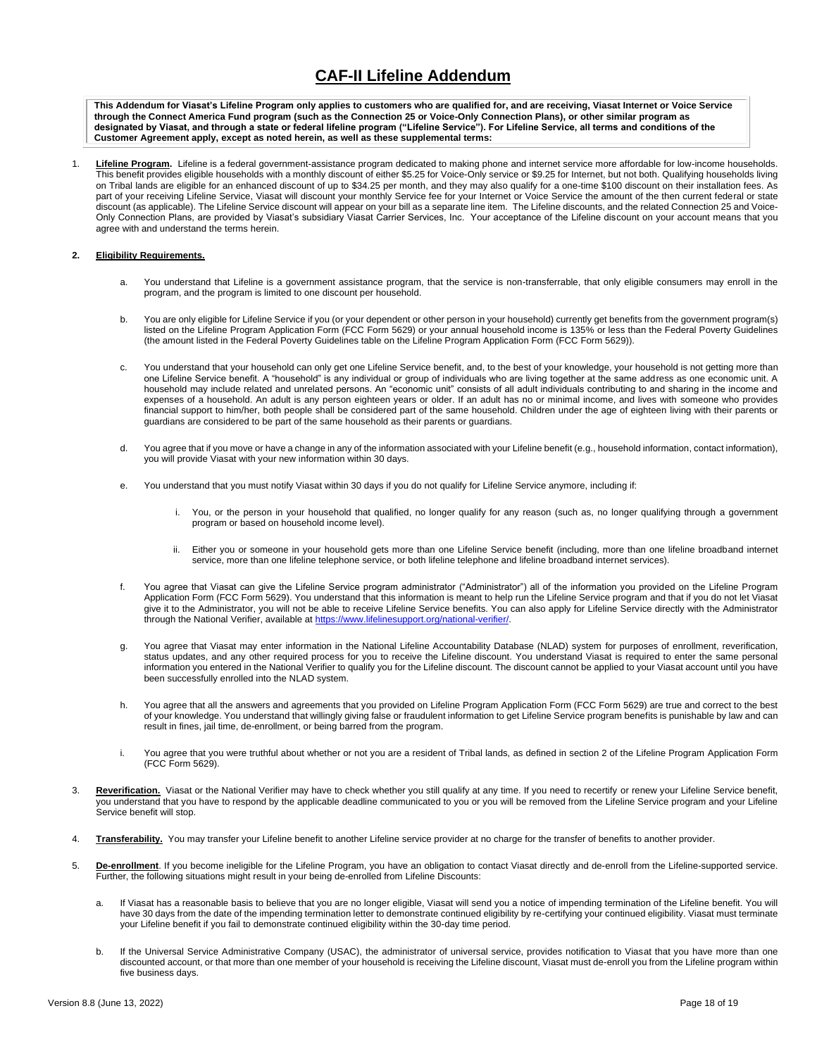# CAF-II Lifeline Addendum

**This Addendum for Viasat's Lifeline Program only applies to customers who are qualified for, and are receiving, Viasat Internet or Voice Service through the Connect America Fund program (such as the Connection 25 or Voice-Only Connection Plans), or other similar program as designated by Viasat, and through a state or federal lifeline program ("Lifeline Service"). For Lifeline Service, all terms and conditions of the Customer Agreement apply, except as noted herein, as well as these supplemental terms:**

1. **Lifeline Program.** Lifeline is a federal government-assistance program dedicated to making phone and internet service more affordable for low-income households. This benefit provides eligible households with a monthly discount of either $5.25 for Voice-Only service or $9.25 for Internet, but not both. Qualifying households living on Tribal lands are eligible for an enhanced discount of up to $34.25 per month, and they may also qualify for a one-time $100 discount on their installation fees. As part of your receiving Lifeline Service, Viasat will discount your monthly Service fee for your Internet or Voice Service the amount of the then current federal or state discount (as applicable). The Lifeline Service discount will appear on your bill as a separate line item. The Lifeline discounts, and the related Connection 25 and Voice-Only Connection Plans, are provided by Viasat's subsidiary Viasat Carrier Services, Inc. Your acceptance of the Lifeline discount on your account means that you agree with and understand the terms herein.

2. **Eligibility Requirements.**

   a. You understand that Lifeline is a government assistance program, that the service is non-transferrable, that only eligible consumers may enroll in the program, and the program is limited to one discount per household.

   b. You are only eligible for Lifeline Service if you (or your dependent or other person in your household) currently get benefits from the government program(s) listed on the Lifeline Program Application Form (FCC Form 5629) or your annual household income is 135% or less than the Federal Poverty Guidelines (the amount listed in the Federal Poverty Guidelines table on the Lifeline Program Application Form (FCC Form 5629)).

   c. You understand that your household can only get one Lifeline Service benefit, and, to the best of your knowledge, your household is not getting more than one Lifeline Service benefit. A "household" is any individual or group of individuals who are living together at the same address as one economic unit. A household may include related and unrelated persons. An "economic unit" consists of all adult individuals contributing to and sharing in the income and expenses of a household. An adult is any person eighteen years or older. If an adult has no or minimal income, and lives with someone who provides financial support to him/her, both people shall be considered part of the same household. Children under the age of eighteen living with their parents or guardians are considered to be part of the same household as their parents or guardians.

   d. You agree that if you move or have a change in any of the information associated with your Lifeline benefit (e.g., household information, contact information), you will provide Viasat with your new information within 30 days.

   e. You understand that you must notify Viasat within 30 days if you do not qualify for Lifeline Service anymore, including if:

      i. You, or the person in your household that qualified, no longer qualify for any reason (such as, no longer qualifying through a government program or based on household income level).

      ii. Either you or someone in your household gets more than one Lifeline Service benefit (including, more than one lifeline broadband internet service, more than one lifeline telephone service, or both lifeline telephone and lifeline broadband internet services).

   f. You agree that Viasat can give the Lifeline Service program administrator ("Administrator") all of the information you provided on the Lifeline Program Application Form (FCC Form 5629). You understand that this information is meant to help run the Lifeline Service program and that if you do not let Viasat give it to the Administrator, you will not be able to receive Lifeline Service benefits. You can also apply for Lifeline Service directly with the Administrator through the National Verifier, available at https://www.lifelinesupport.org/national-verifier/.

   g. You agree that Viasat may enter information in the National Lifeline Accountability Database (NLAD) system for purposes of enrollment, reverification, status updates, and any other required process for you to receive the Lifeline discount. You understand Viasat is required to enter the same personal information you entered in the National Verifier to qualify you for the Lifeline discount. The discount cannot be applied to your Viasat account until you have been successfully enrolled into the NLAD system.

   h. You agree that all the answers and agreements that you provided on Lifeline Program Application Form (FCC Form 5629) are true and correct to the best of your knowledge. You understand that willingly giving false or fraudulent information to get Lifeline Service program benefits is punishable by law and can result in fines, jail time, de-enrollment, or being barred from the program.

   i. You agree that you were truthful about whether or not you are a resident of Tribal lands, as defined in section 2 of the Lifeline Program Application Form (FCC Form 5629).

3. **Reverification.** Viasat or the National Verifier may have to check whether you still qualify at any time. If you need to recertify or renew your Lifeline Service benefit, you understand that you have to respond by the applicable deadline communicated to you or you will be removed from the Lifeline Service program and your Lifeline Service benefit will stop.

4. **Transferability.** You may transfer your Lifeline benefit to another Lifeline service provider at no charge for the transfer of benefits to another provider.

5. **De-enrollment**. If you become ineligible for the Lifeline Program, you have an obligation to contact Viasat directly and de-enroll from the Lifeline-supported service. Further, the following situations might result in your being de-enrolled from Lifeline Discounts:

   a. If Viasat has a reasonable basis to believe that you are no longer eligible, Viasat will send you a notice of impending termination of the Lifeline benefit. You will have 30 days from the date of the impending termination letter to demonstrate continued eligibility by re-certifying your continued eligibility. Viasat must terminate your Lifeline benefit if you fail to demonstrate continued eligibility within the 30-day time period.

   b. If the Universal Service Administrative Company (USAC), the administrator of universal service, provides notification to Viasat that you have more than one discounted account, or that more than one member of your household is receiving the Lifeline discount, Viasat must de-enroll you from the Lifeline program within five business days.

Version 8.8 (June 13, 2022)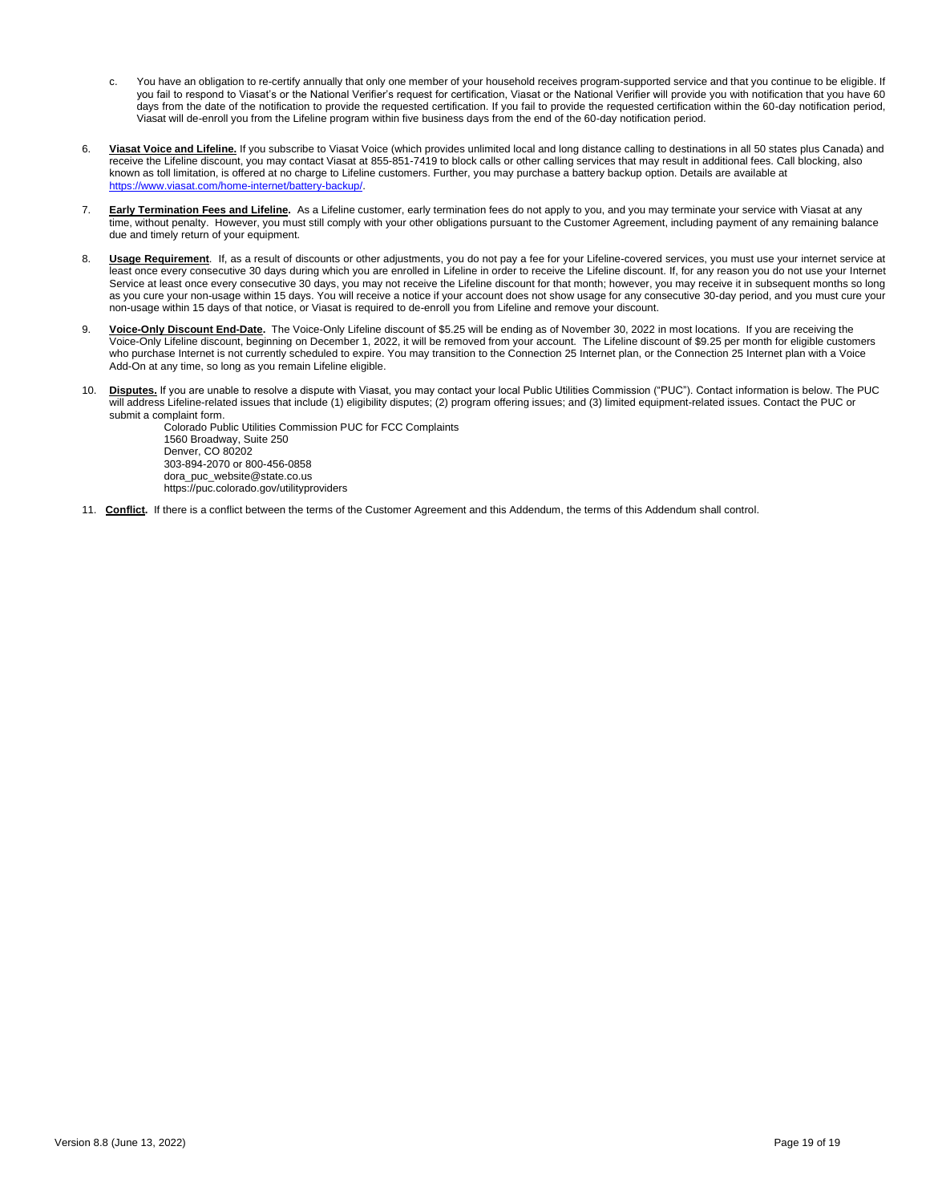c. You have an obligation to re-certify annually that only one member of your household receives program-supported service and that you continue to be eligible. If you fail to respond to Viasat's or the National Verifier's request for certification, Viasat or the National Verifier will provide you with notification that you have 60 days from the date of the notification to provide the requested certification. If you fail to provide the requested certification within the 60-day notification period, Viasat will de-enroll you from the Lifeline program within five business days from the end of the 60-day notification period.

6. **Viasat Voice and Lifeline.** If you subscribe to Viasat Voice (which provides unlimited local and long distance calling to destinations in all 50 states plus Canada) and receive the Lifeline discount, you may contact Viasat at 855-851-7419 to block calls or other calling services that may result in additional fees. Call blocking, also known as toll limitation, is offered at no charge to Lifeline customers. Further, you may purchase a battery backup option. Details are available at https://www.viasat.com/home-internet/battery-backup/.

7. **Early Termination Fees and Lifeline.** As a Lifeline customer, early termination fees do not apply to you, and you may terminate your service with Viasat at any time, without penalty. However, you must still comply with your other obligations pursuant to the Customer Agreement, including payment of any remaining balance due and timely return of your equipment.

8. **Usage Requirement**. If, as a result of discounts or other adjustments, you do not pay a fee for your Lifeline-covered services, you must use your internet service at least once every consecutive 30 days during which you are enrolled in Lifeline in order to receive the Lifeline discount. If, for any reason you do not use your Internet Service at least once every consecutive 30 days, you may not receive the Lifeline discount for that month; however, you may receive it in subsequent months so long as you cure your non-usage within 15 days. You will receive a notice if your account does not show usage for any consecutive 30-day period, and you must cure your non-usage within 15 days of that notice, or Viasat is required to de-enroll you from Lifeline and remove your discount.

9. **Voice-Only Discount End-Date.** The Voice-Only Lifeline discount of $5.25 will be ending as of November 30, 2022 in most locations. If you are receiving the Voice-Only Lifeline discount, beginning on December 1, 2022, it will be removed from your account. The Lifeline discount of $9.25 per month for eligible customers who purchase Internet is not currently scheduled to expire. You may transition to the Connection 25 Internet plan, or the Connection 25 Internet plan with a Voice Add-On at any time, so long as you remain Lifeline eligible.

10. **Disputes.** If you are unable to resolve a dispute with Viasat, you may contact your local Public Utilities Commission ("PUC"). Contact information is below. The PUC will address Lifeline-related issues that include (1) eligibility disputes; (2) program offering issues; and (3) limited equipment-related issues. Contact the PUC or submit a complaint form.

    Colorado Public Utilities Commission PUC for FCC Complaints
    1560 Broadway, Suite 250
    Denver, CO 80202
    303-894-2070 or 800-456-0858
    dora_puc_website@state.co.us
    https://puc.colorado.gov/utilityproviders

11. **Conflict.** If there is a conflict between the terms of the Customer Agreement and this Addendum, the terms of this Addendum shall control.